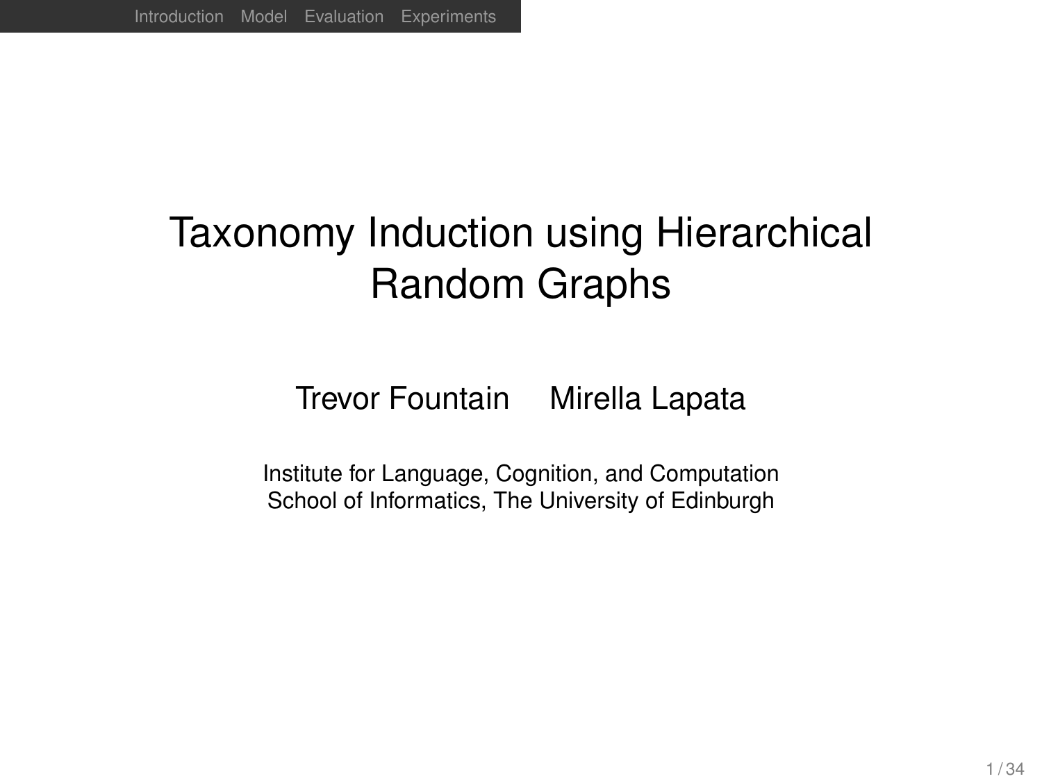# Taxonomy Induction using Hierarchical Random Graphs

Trevor Fountain    Mirella Lapata

Institute for Language, Cognition, and Computation
School of Informatics, The University of Edinburgh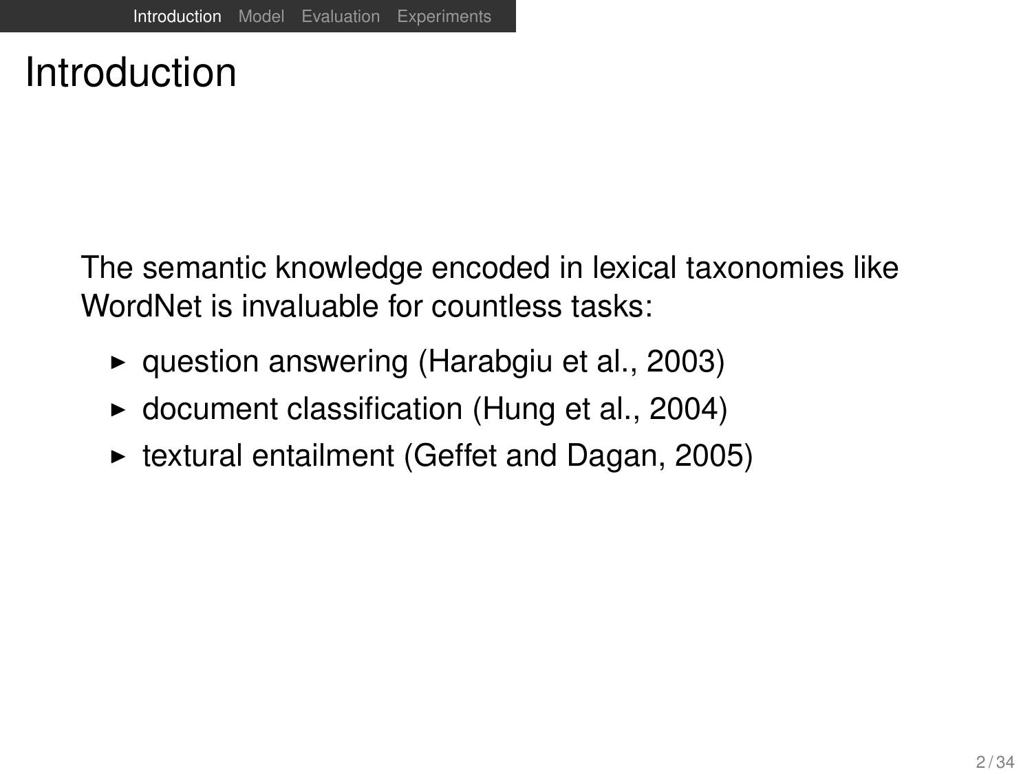# Introduction

The semantic knowledge encoded in lexical taxonomies like WordNet is invaluable for countless tasks:

- question answering (Harabgiu et al., 2003)
- document classification (Hung et al., 2004)
- textural entailment (Geffet and Dagan, 2005)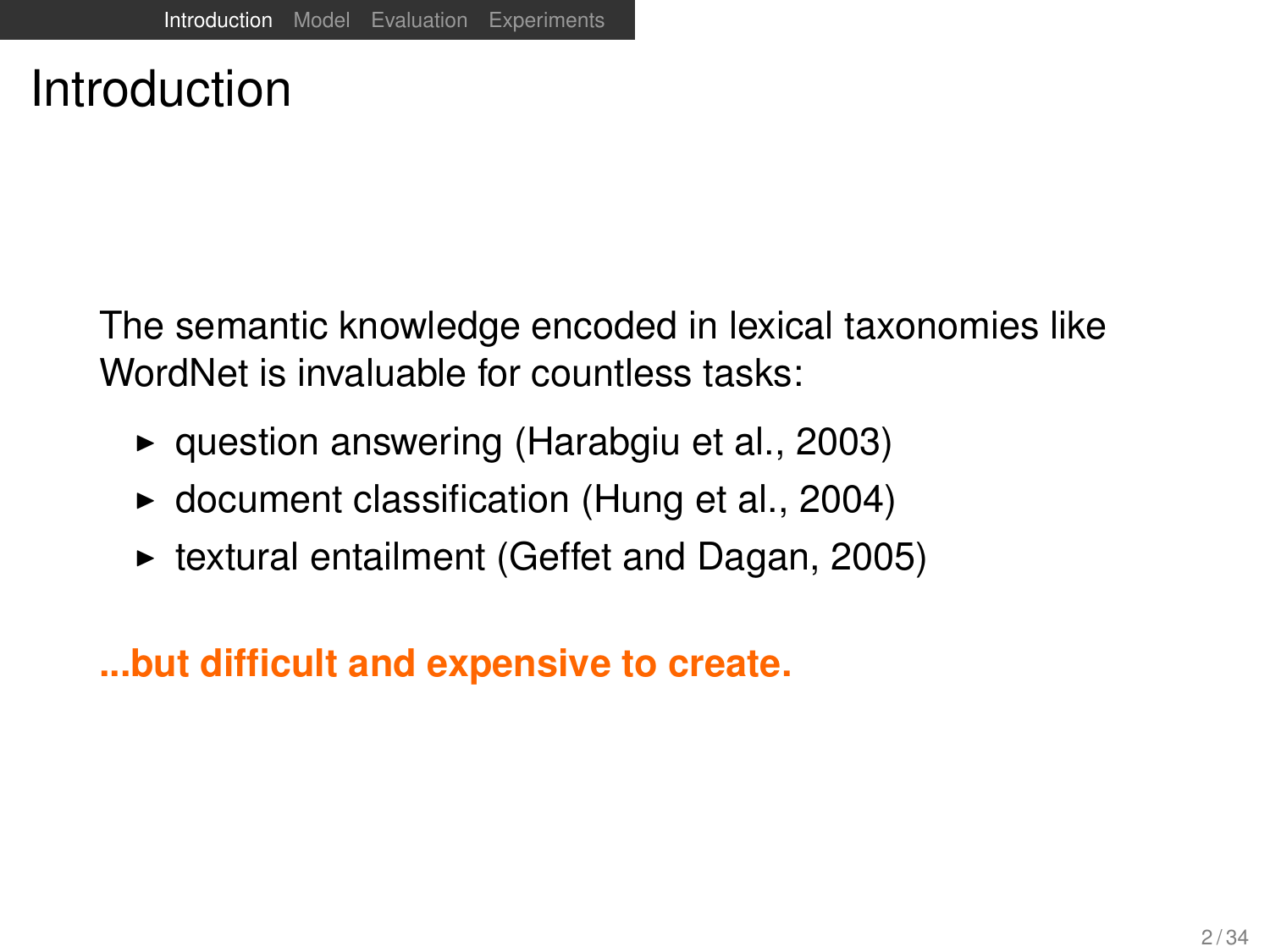# Introduction

The semantic knowledge encoded in lexical taxonomies like WordNet is invaluable for countless tasks:

- question answering (Harabgiu et al., 2003)
- document classification (Hung et al., 2004)
- textural entailment (Geffet and Dagan, 2005)

**...but difficult and expensive to create.**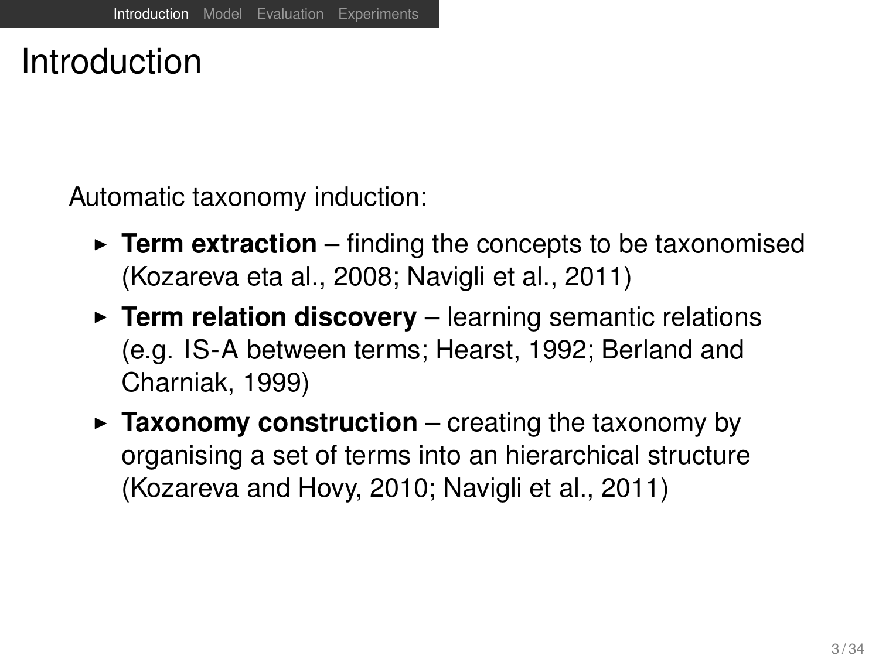# Introduction

Automatic taxonomy induction:

- **Term extraction** – finding the concepts to be taxonomised (Kozareva eta al., 2008; Navigli et al., 2011)
- **Term relation discovery** – learning semantic relations (e.g. IS-A between terms; Hearst, 1992; Berland and Charniak, 1999)
- **Taxonomy construction** – creating the taxonomy by organising a set of terms into an hierarchical structure (Kozareva and Hovy, 2010; Navigli et al., 2011)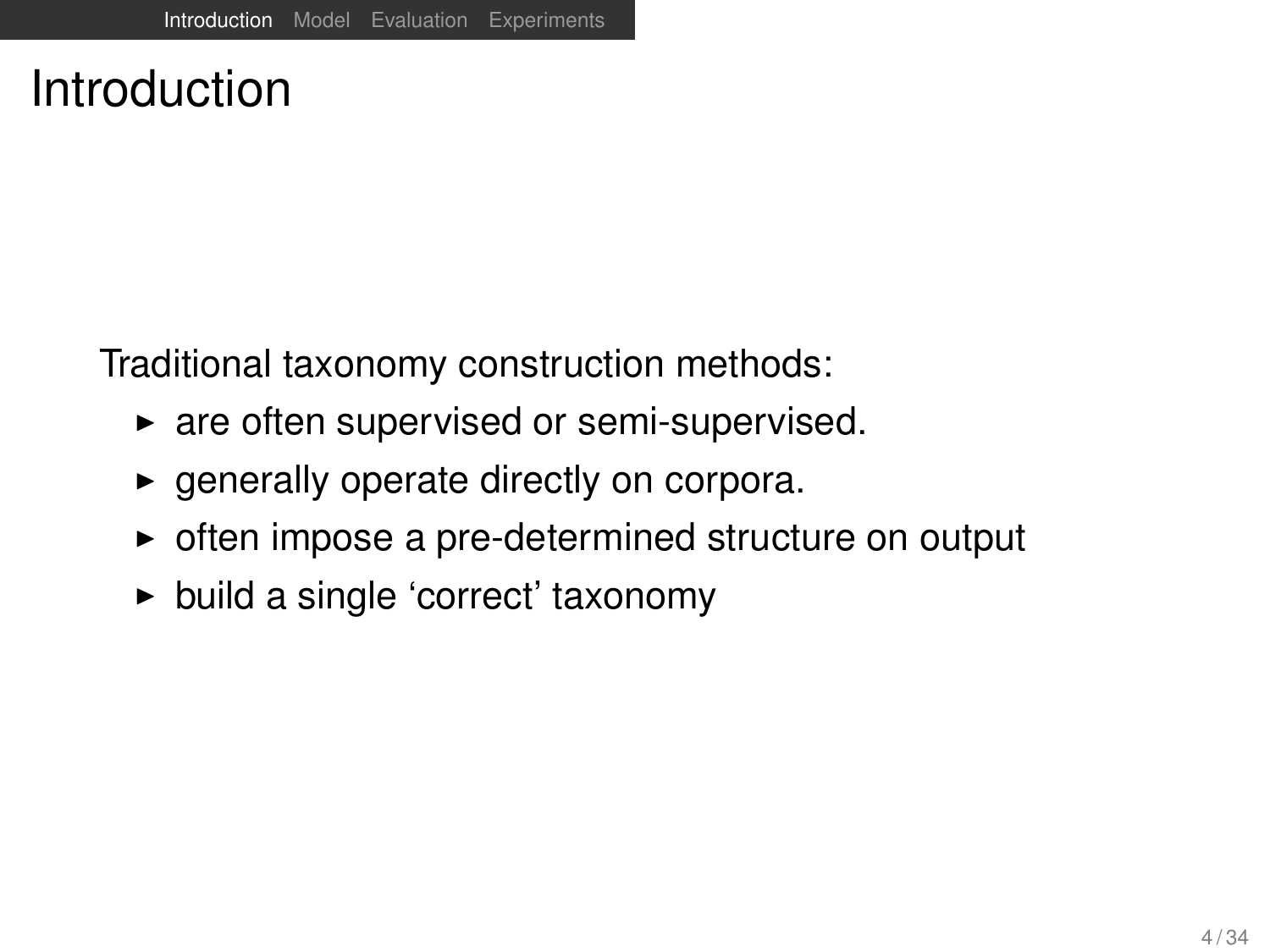# Introduction

Traditional taxonomy construction methods:

- are often supervised or semi-supervised.
- generally operate directly on corpora.
- often impose a pre-determined structure on output
- build a single ‘correct’ taxonomy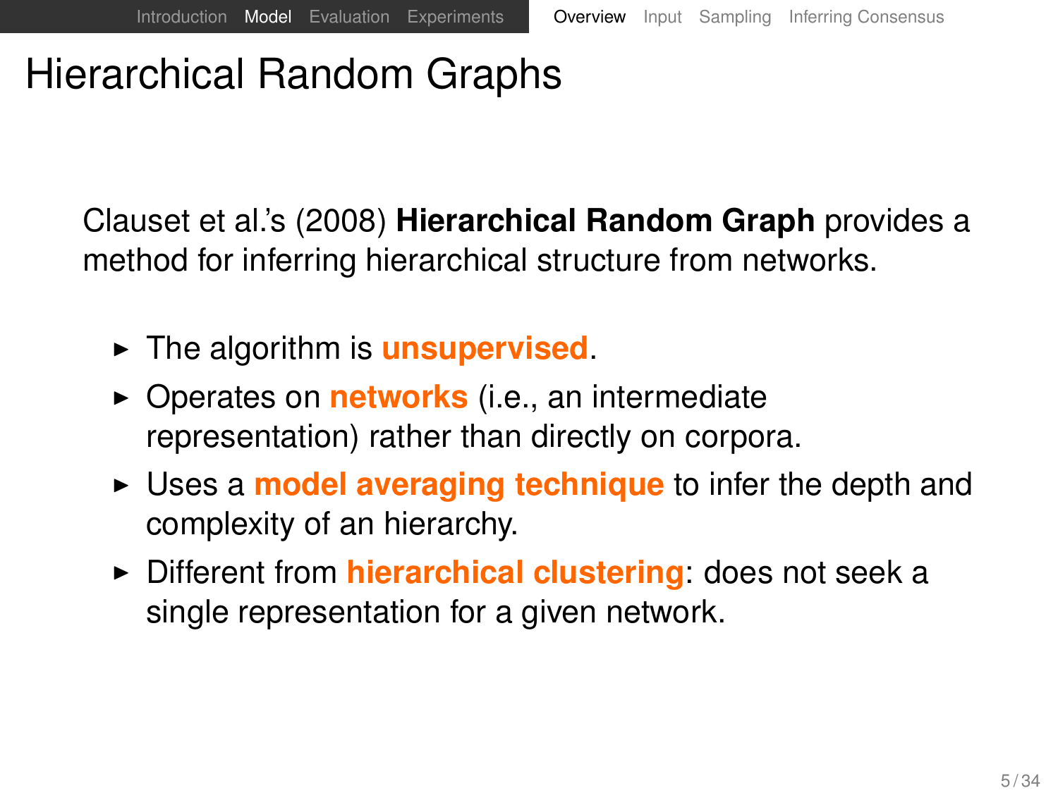# Hierarchical Random Graphs

Clauset et al.'s (2008) **Hierarchical Random Graph** provides a method for inferring hierarchical structure from networks.

- The algorithm is **unsupervised**.
- Operates on **networks** (i.e., an intermediate representation) rather than directly on corpora.
- Uses a **model averaging technique** to infer the depth and complexity of an hierarchy.
- Different from **hierarchical clustering**: does not seek a single representation for a given network.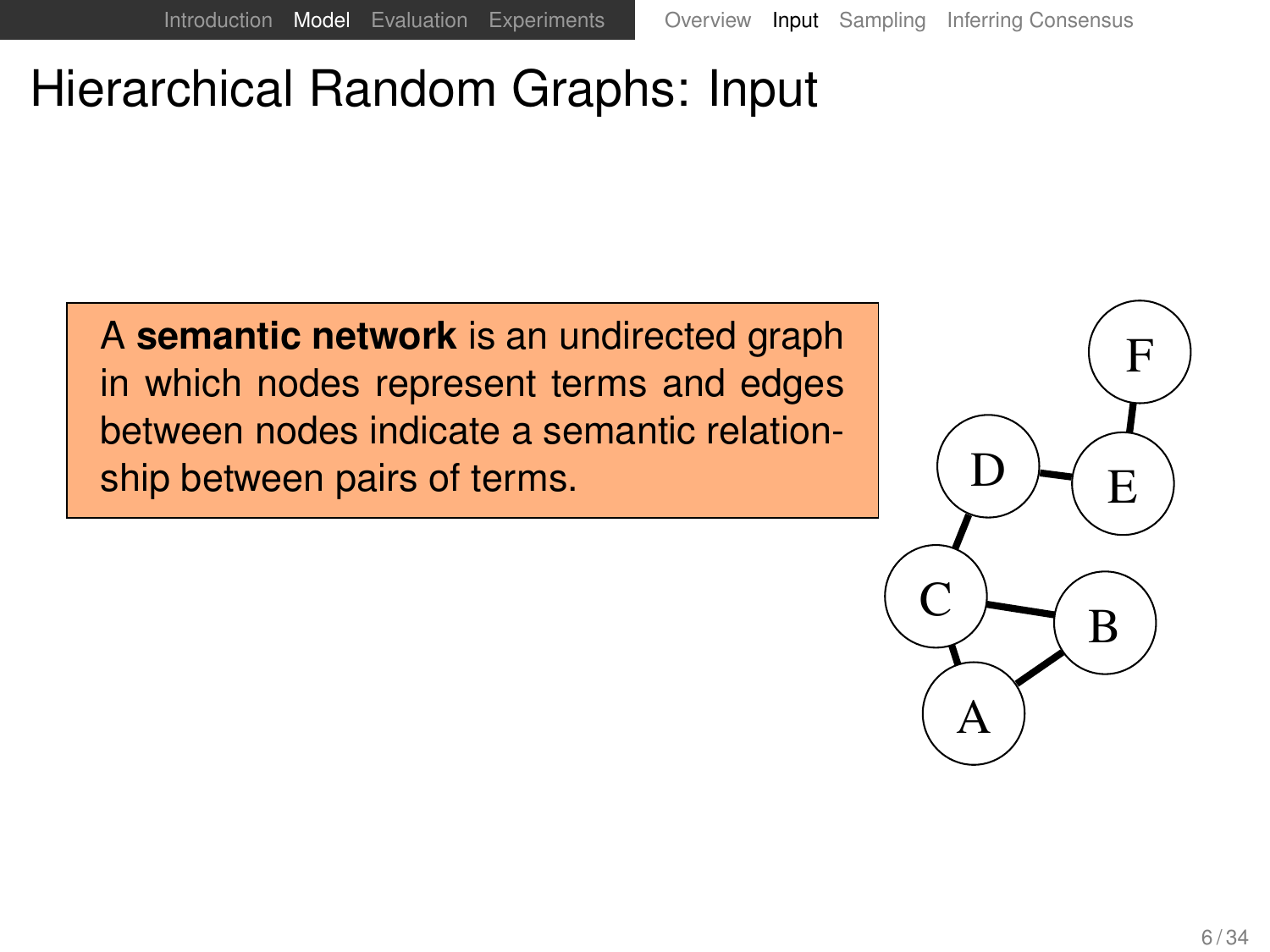# Hierarchical Random Graphs: Input

A **semantic network** is an undirected graph in which nodes represent terms and edges between nodes indicate a semantic relationship between pairs of terms.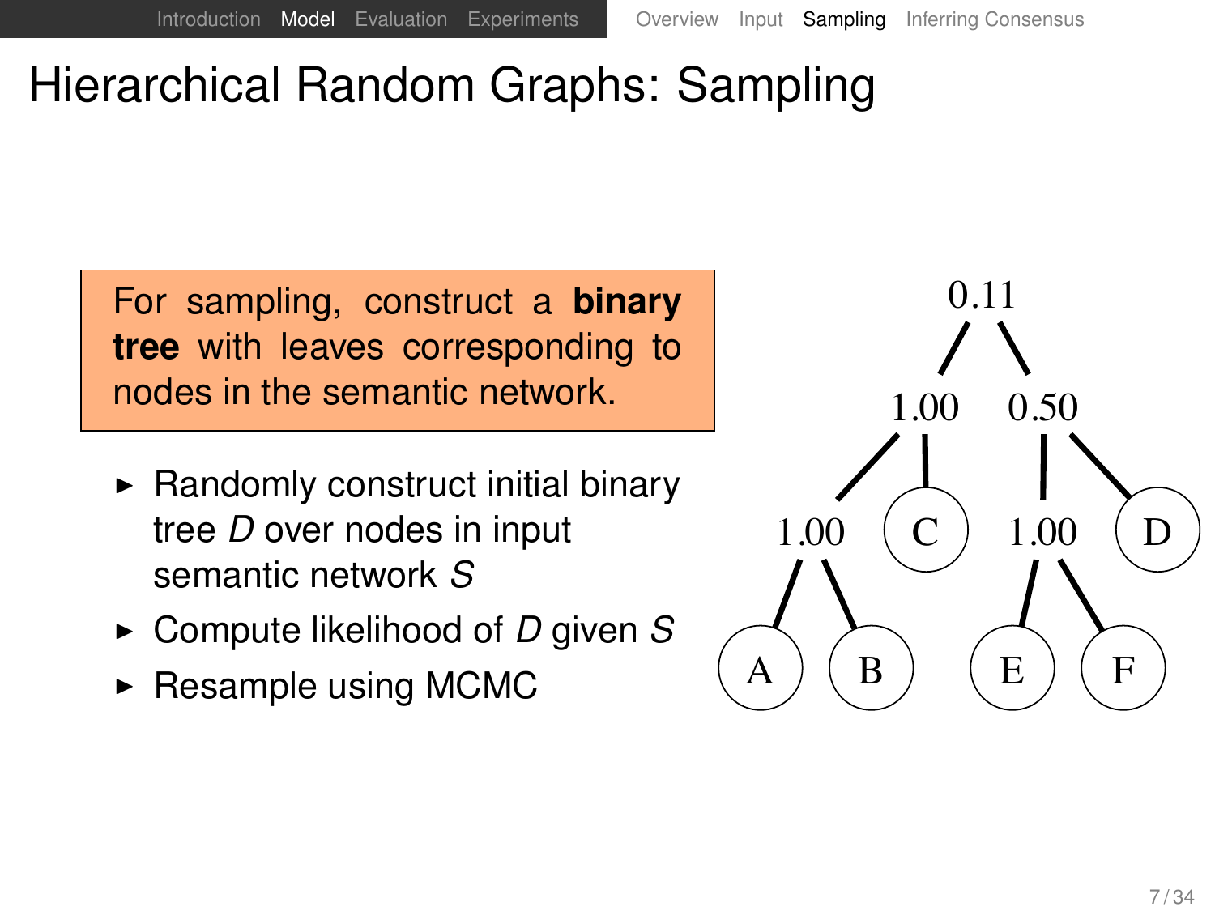# Hierarchical Random Graphs: Sampling

For sampling, construct a **binary tree** with leaves corresponding to nodes in the semantic network.

- Randomly construct initial binary tree $D$ over nodes in input semantic network $S$
- Compute likelihood of $D$ given $S$
- Resample using MCMC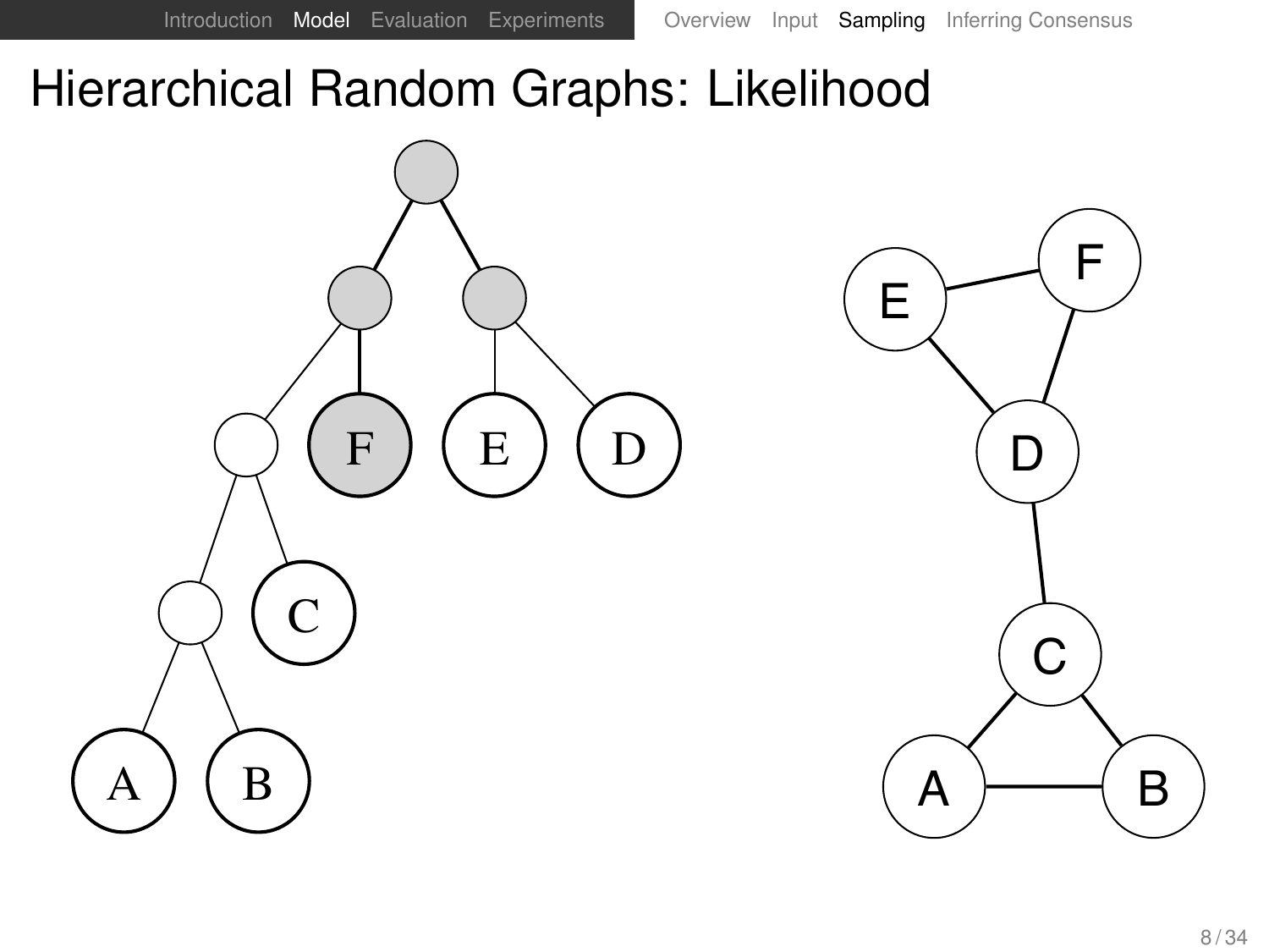# Hierarchical Random Graphs: Likelihood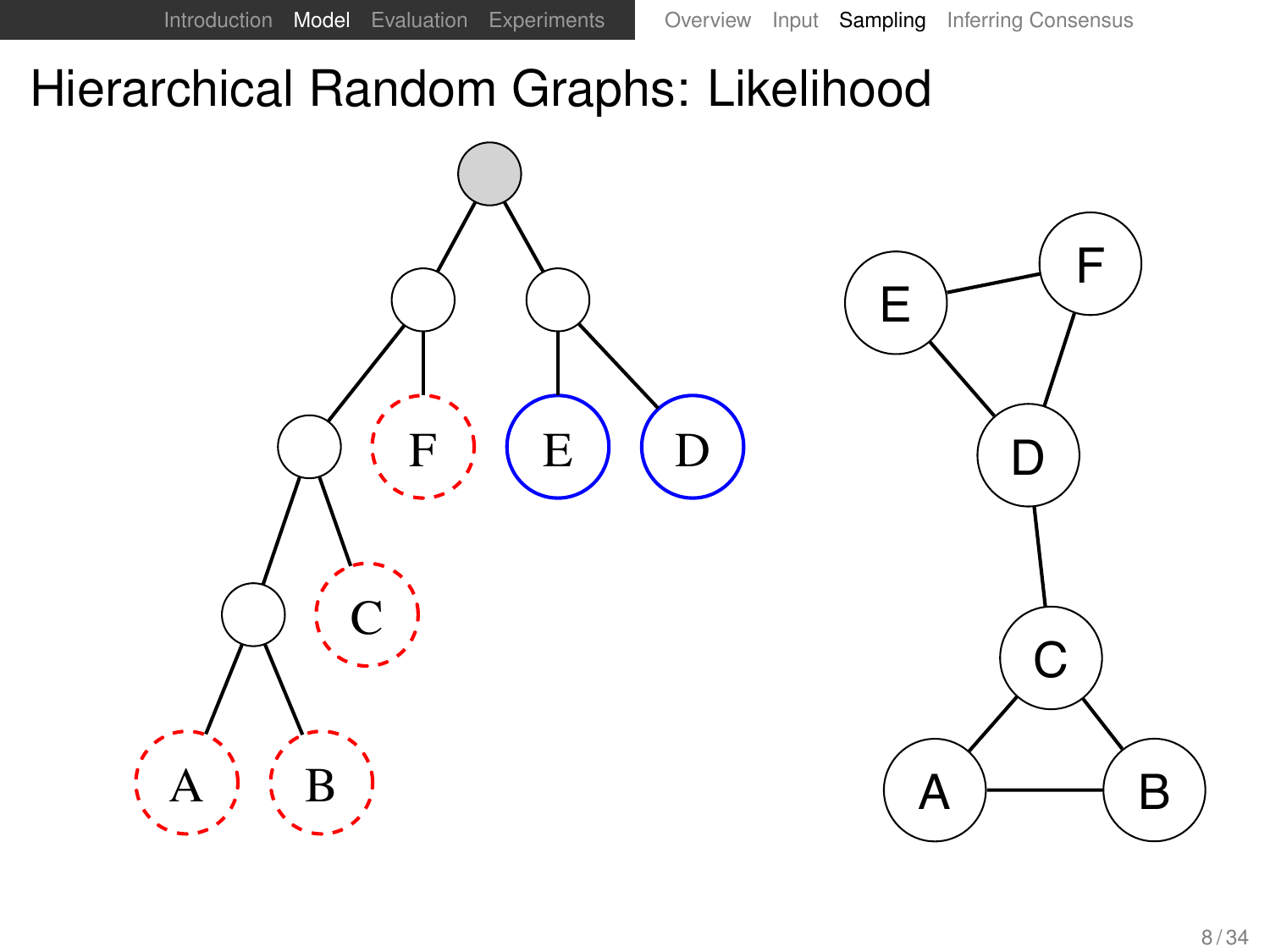# Hierarchical Random Graphs: Likelihood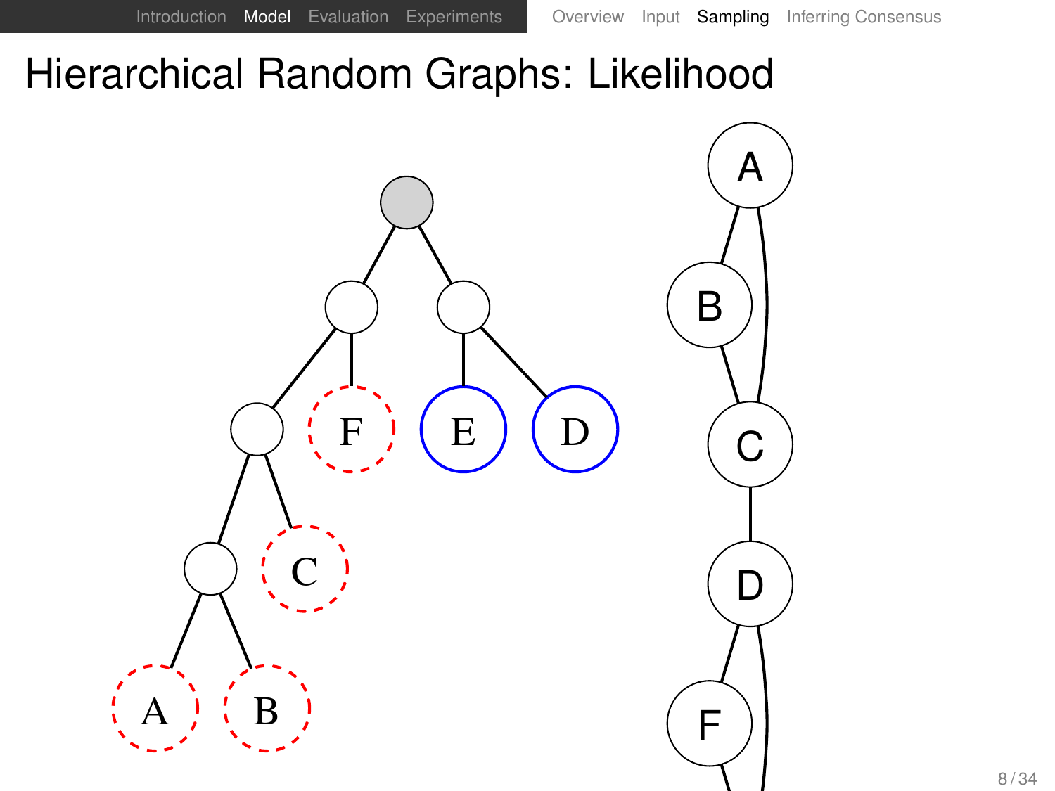# Hierarchical Random Graphs: Likelihood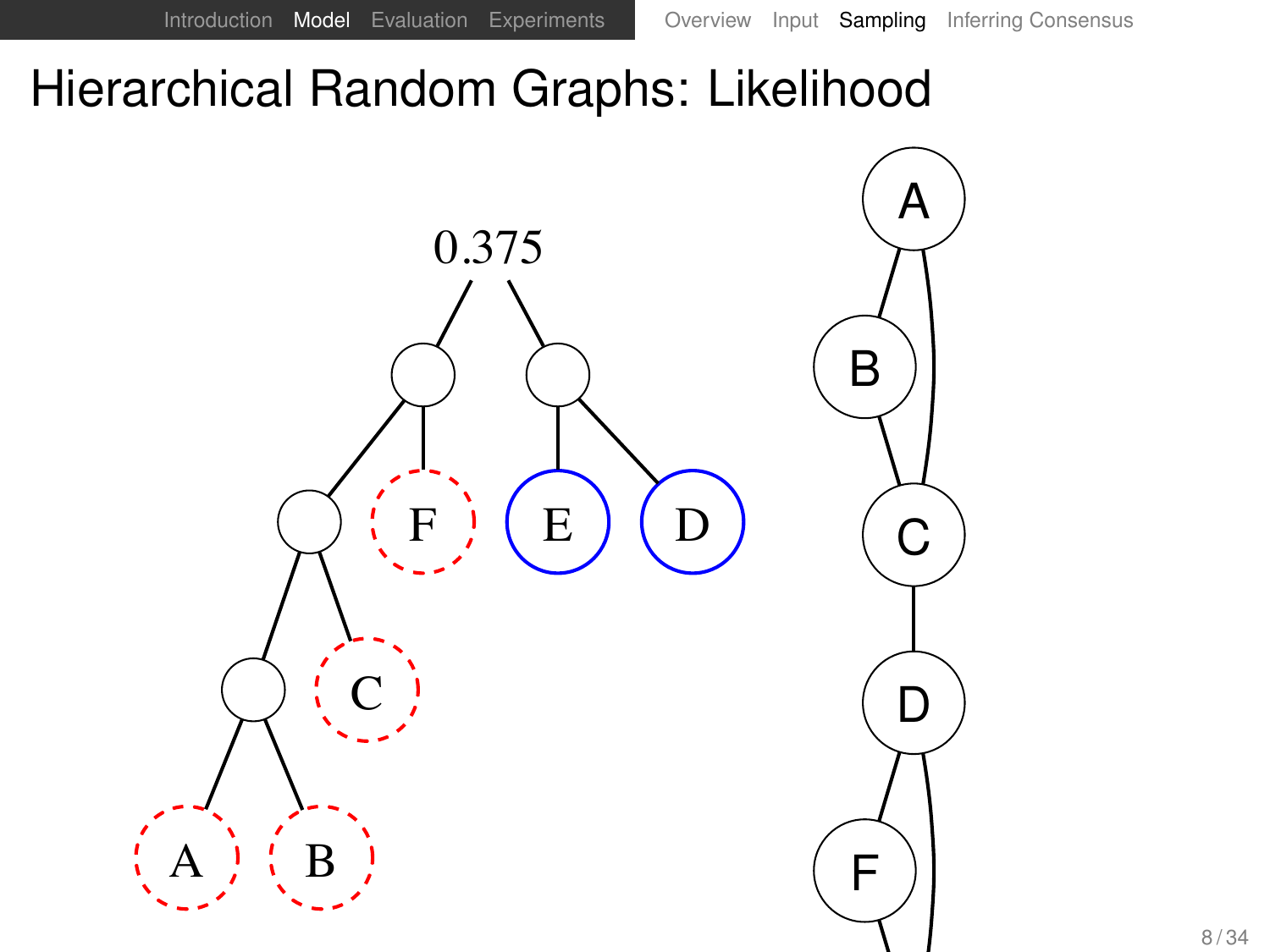# Hierarchical Random Graphs: Likelihood

0.375

A B C D E F

A B C D F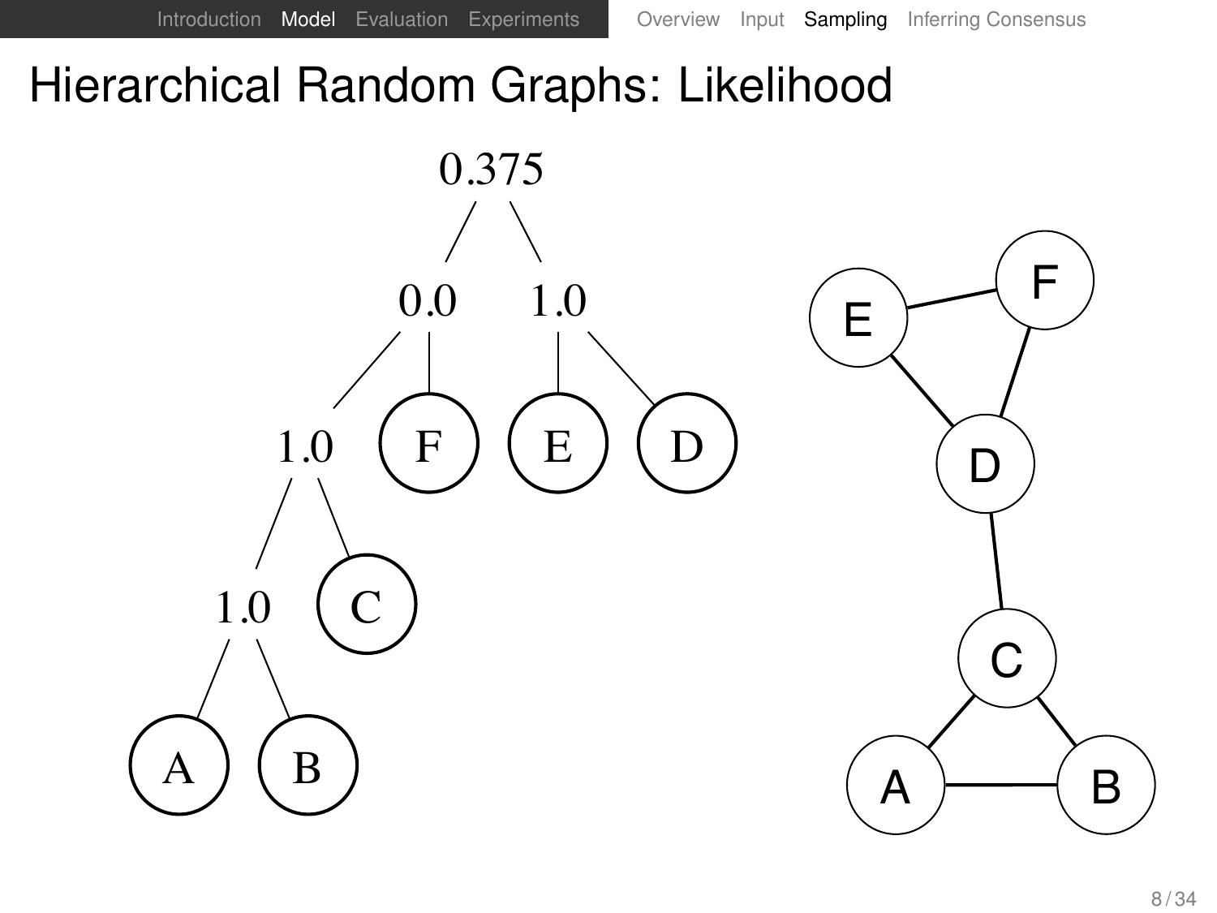# Hierarchical Random Graphs: Likelihood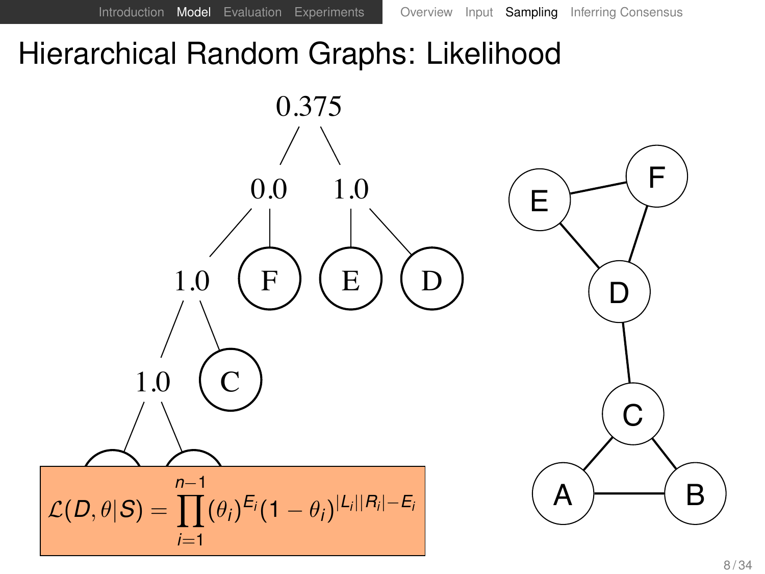# Hierarchical Random Graphs: Likelihood

$$\mathcal{L}(D, \theta | S) = \prod_{i=1}^{n-1} (\theta_i)^{E_i} (1 - \theta_i)^{|L_i||R_i| - E_i}$$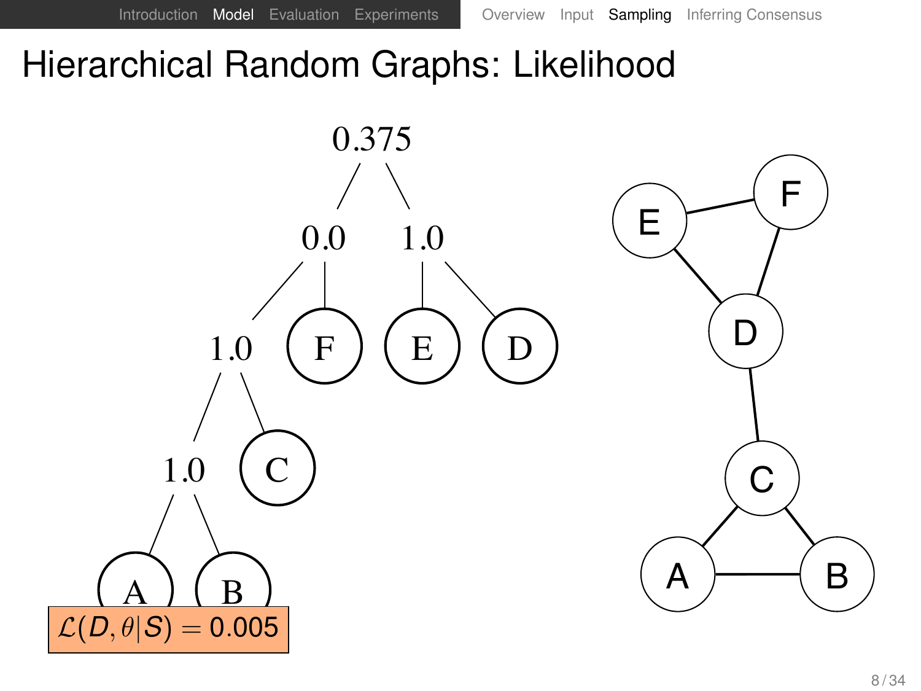# Hierarchical Random Graphs: Likelihood

$\mathcal{L}(D, \theta | S) = 0.005$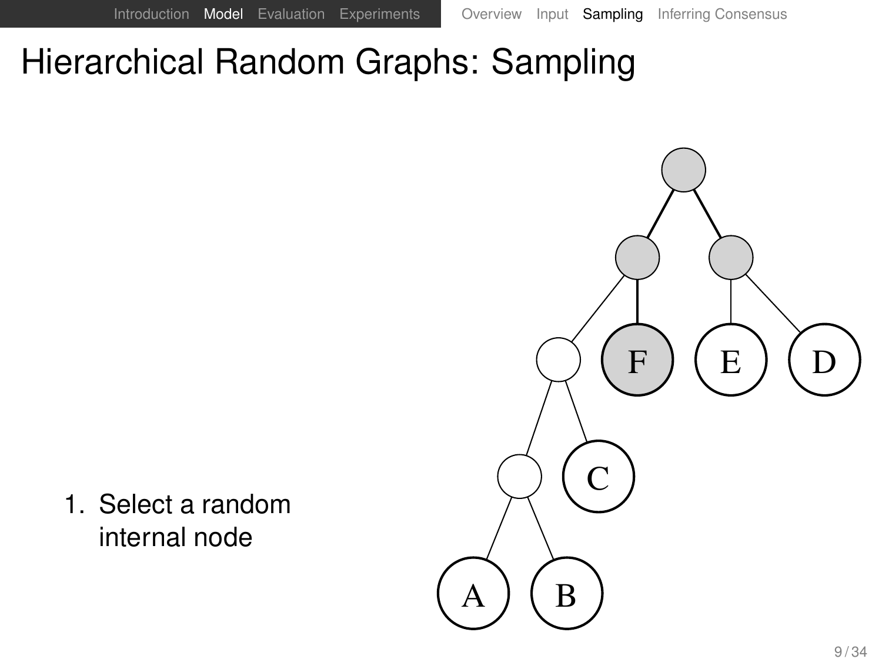# Hierarchical Random Graphs: Sampling

1. Select a random internal node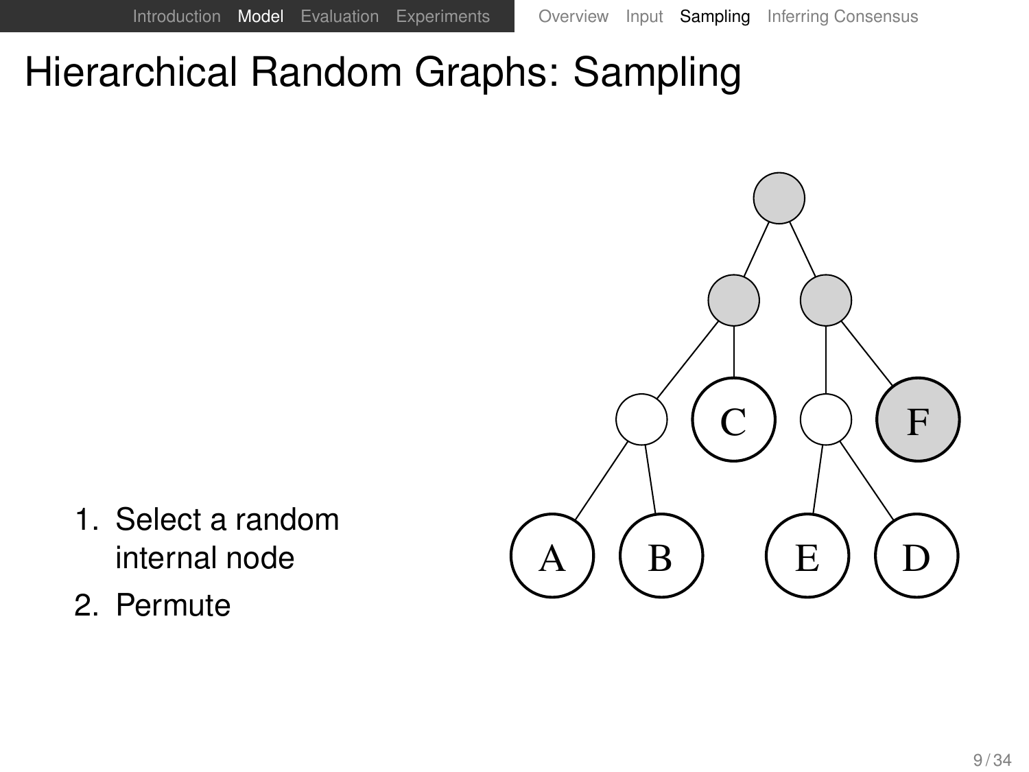# Hierarchical Random Graphs: Sampling

1. Select a random internal node
2. Permute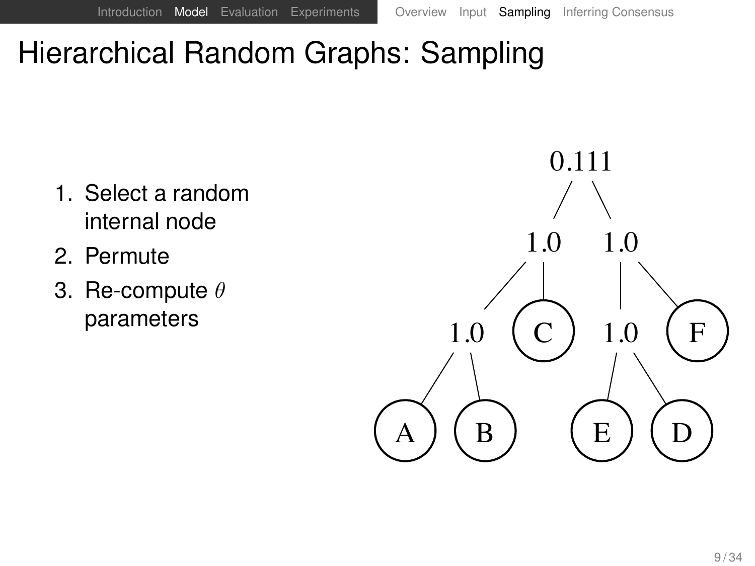# Hierarchical Random Graphs: Sampling

1. Select a random internal node
2. Permute
3. Re-compute $\theta$ parameters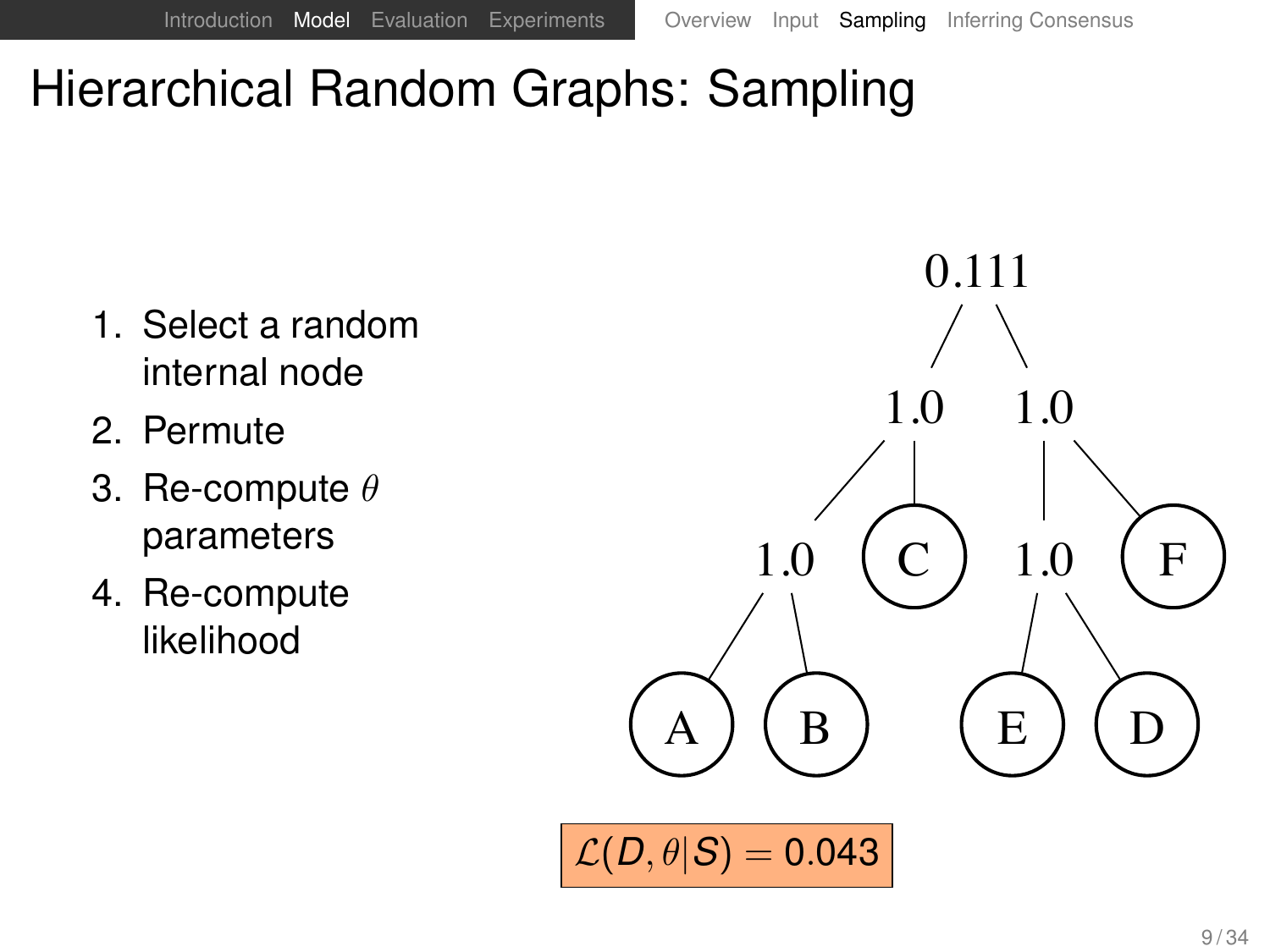# Hierarchical Random Graphs: Sampling

1. Select a random internal node
2. Permute
3. Re-compute $\theta$ parameters
4. Re-compute likelihood

0.111

1.0 1.0

1.0 C 1.0 F

A B E D

$\mathcal{L}(D, \theta | S) = 0.043$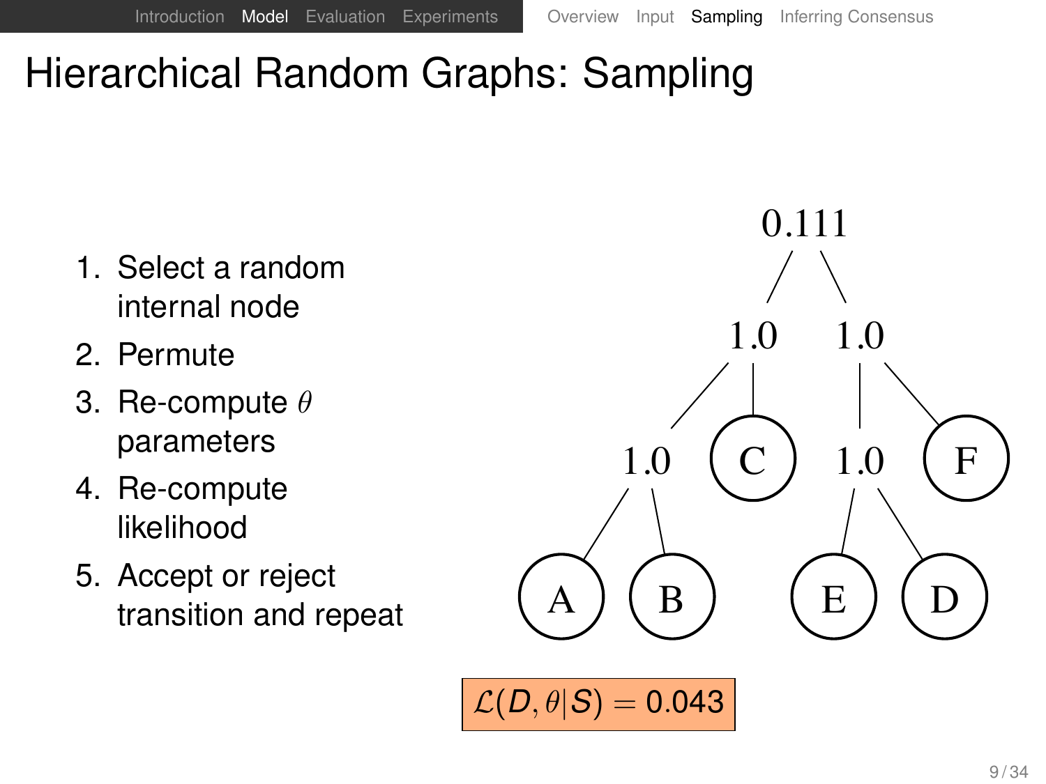# Hierarchical Random Graphs: Sampling

1. Select a random internal node
2. Permute
3. Re-compute $\theta$ parameters
4. Re-compute likelihood
5. Accept or reject transition and repeat

$\mathcal{L}(D, \theta | S) = 0.043$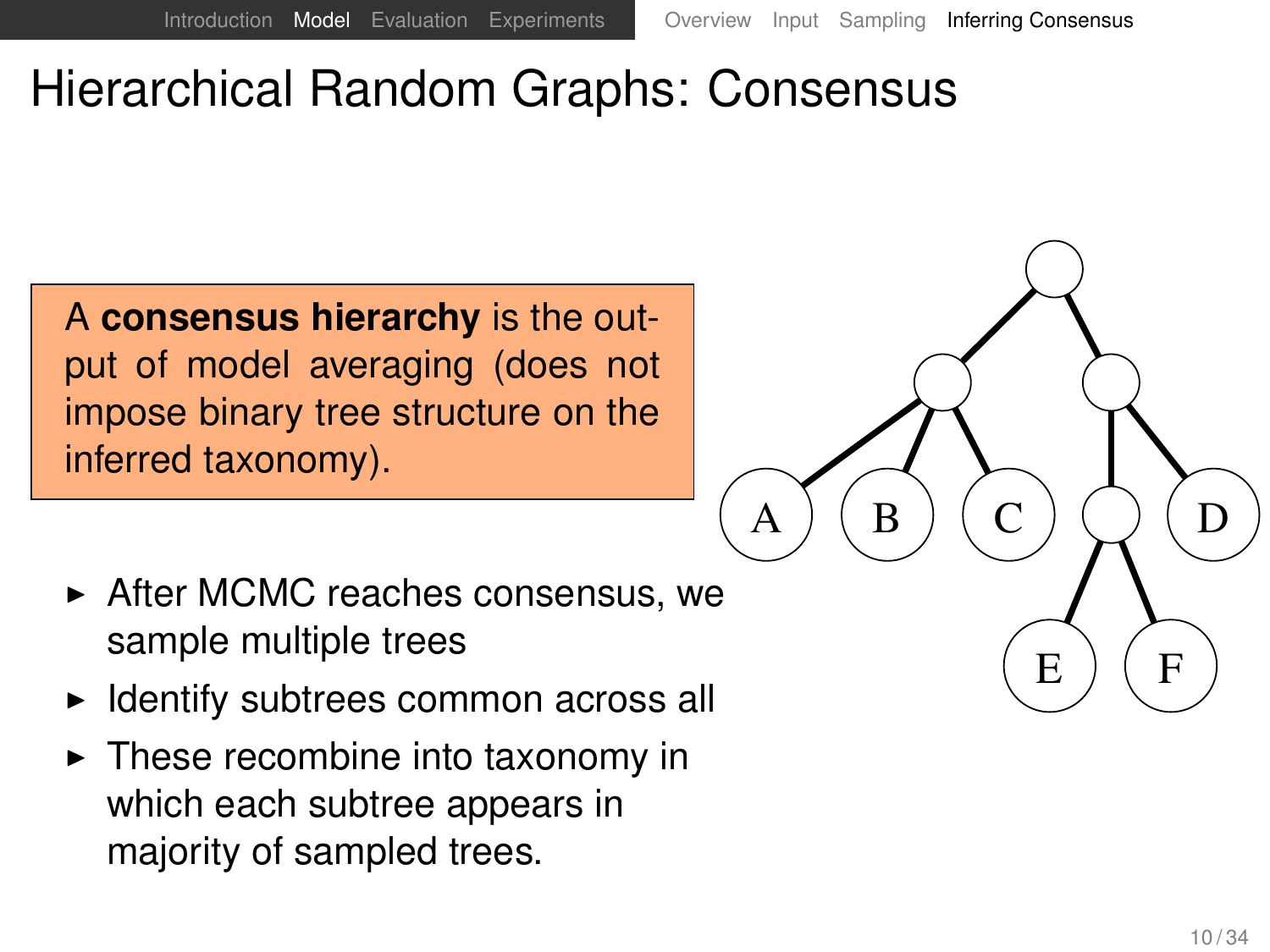# Hierarchical Random Graphs: Consensus

A **consensus hierarchy** is the output of model averaging (does not impose binary tree structure on the inferred taxonomy).

- After MCMC reaches consensus, we sample multiple trees
- Identify subtrees common across all
- These recombine into taxonomy in which each subtree appears in majority of sampled trees.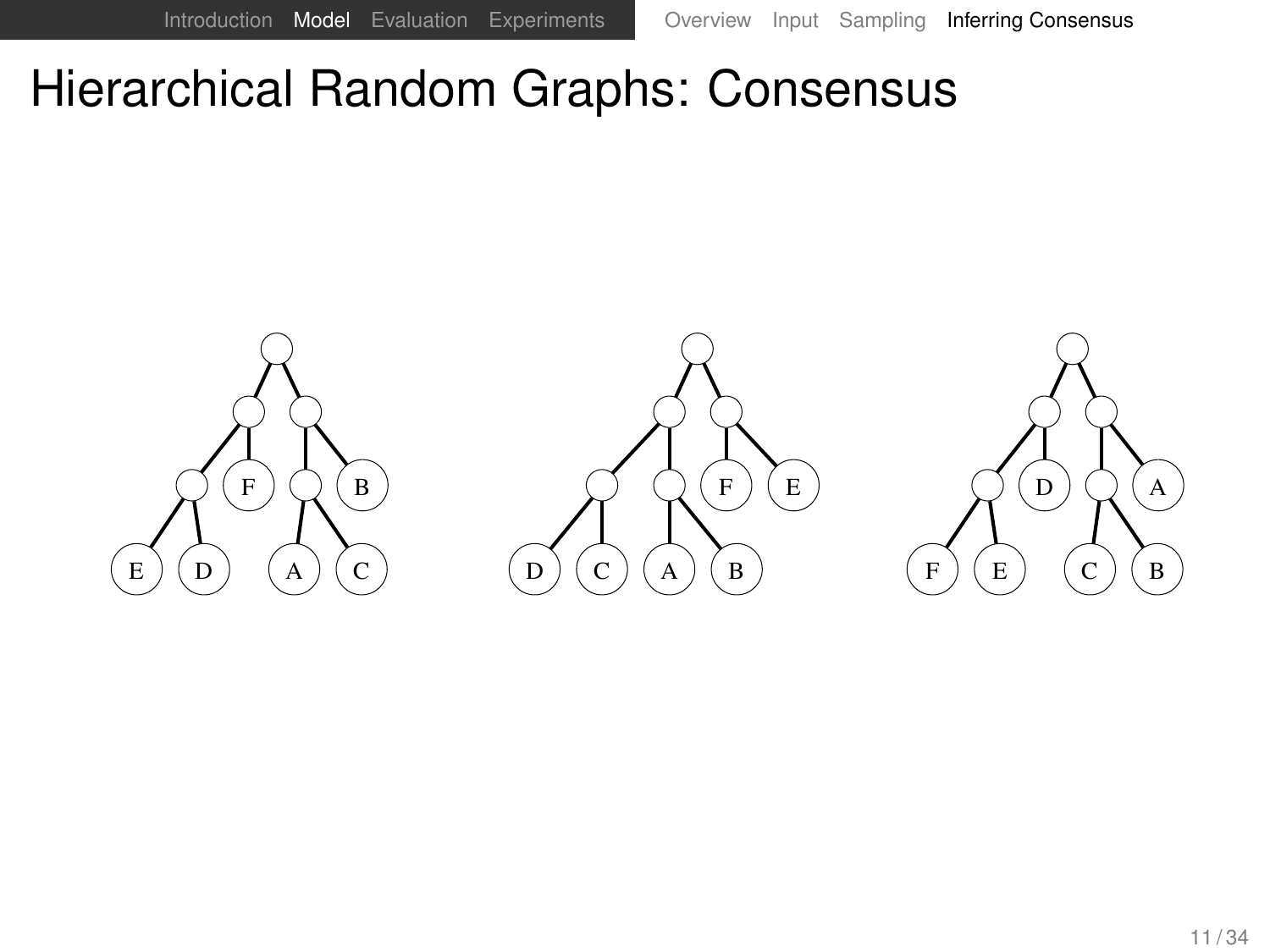# Hierarchical Random Graphs: Consensus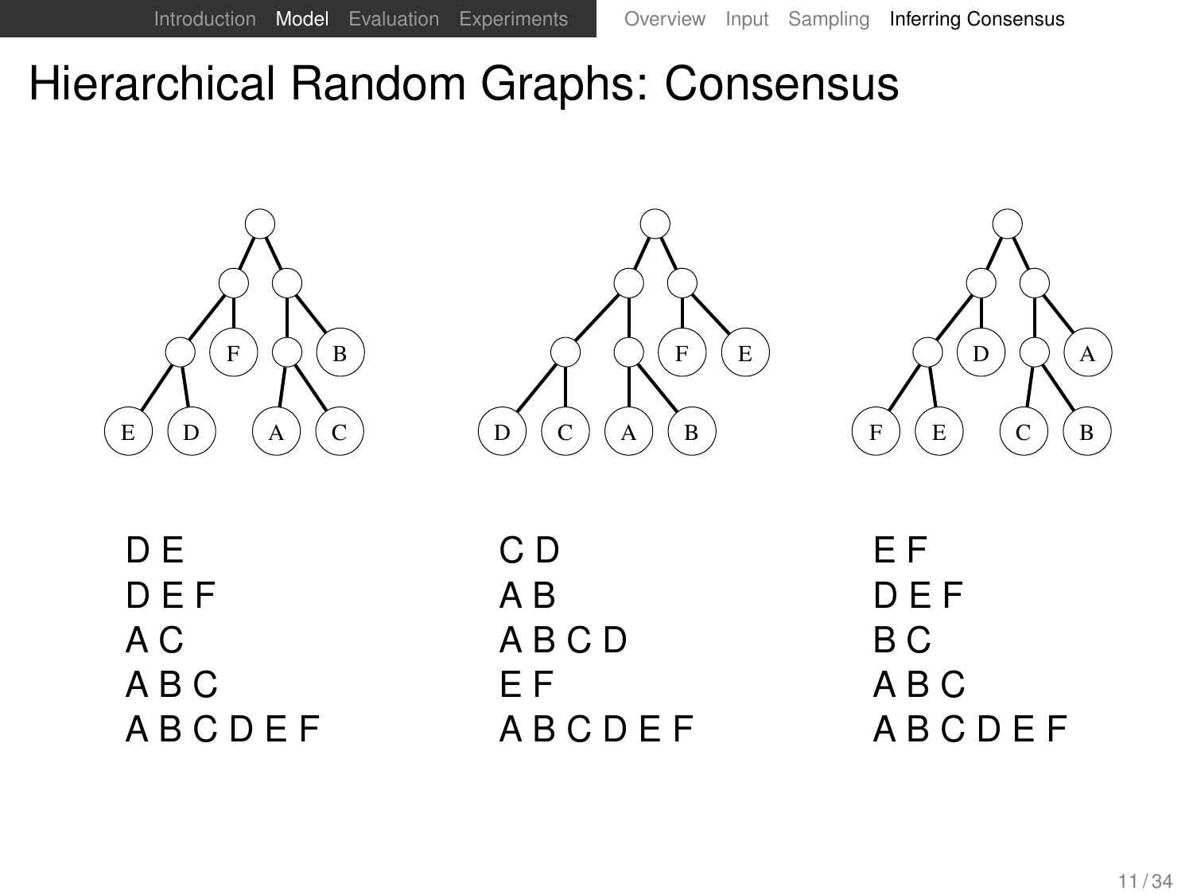# Hierarchical Random Graphs: Consensus

D E
D E F
A C
A B C
A B C D E F

C D
A B
A B C D
E F
A B C D E F

E F
D E F
B C
A B C
A B C D E F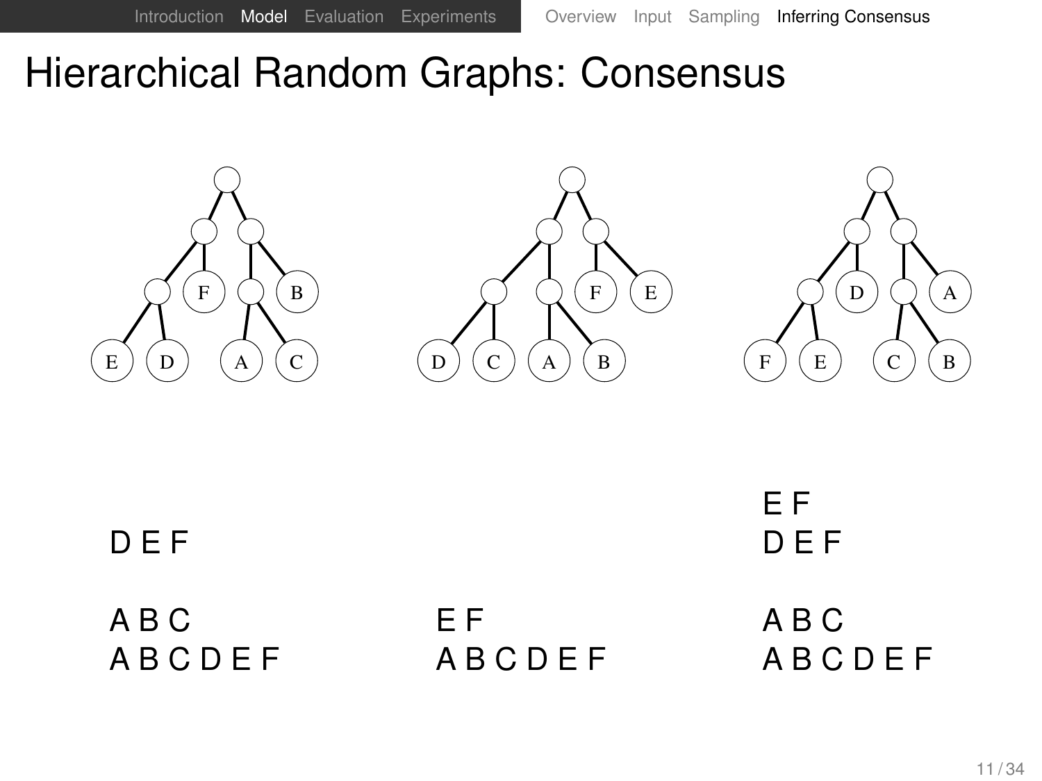# Hierarchical Random Graphs: Consensus

D E F

A B C
A B C D E F

E F
A B C D E F

E F
D E F

A B C
A B C D E F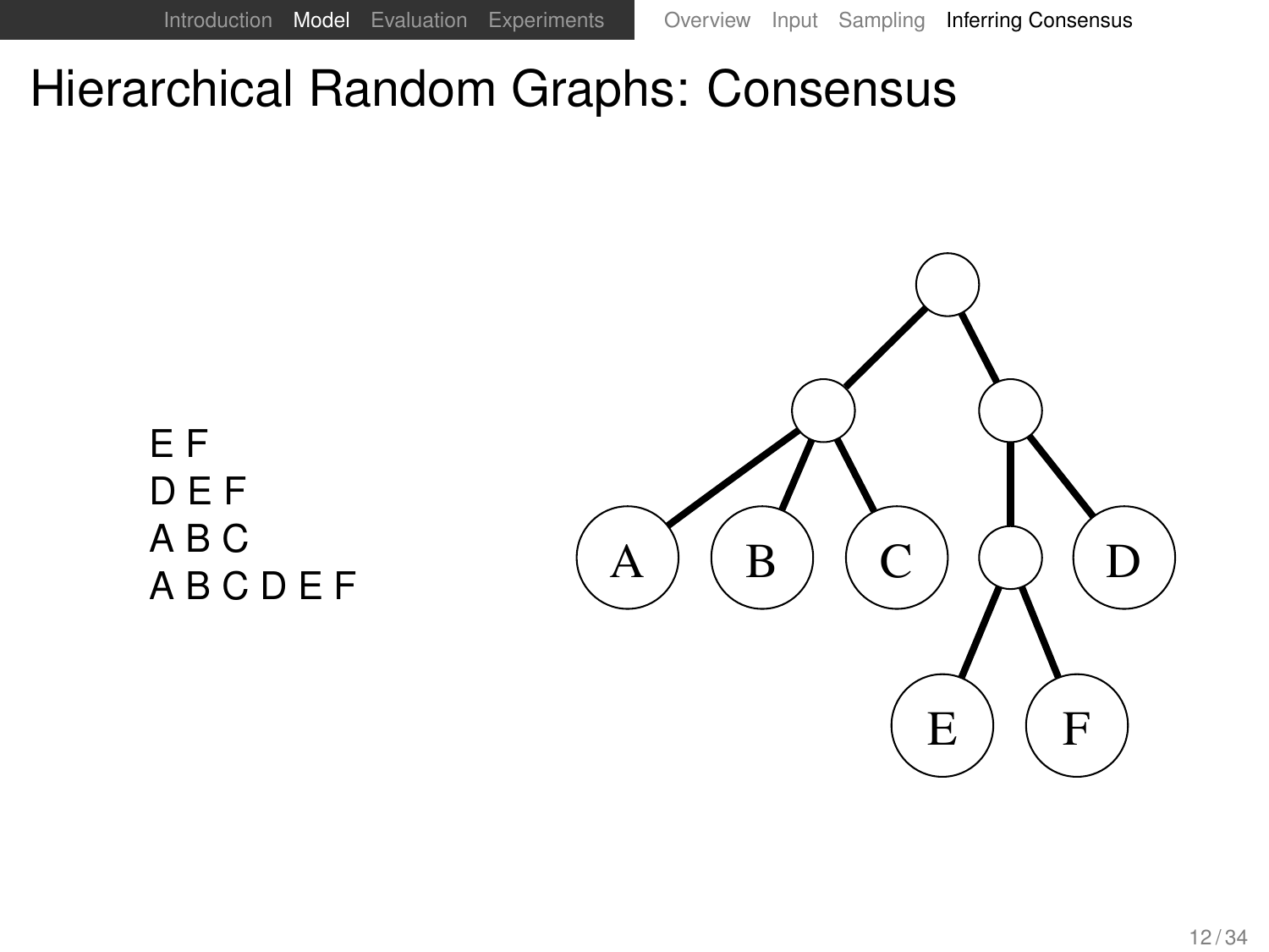# Hierarchical Random Graphs: Consensus

E F
D E F
A B C
A B C D E F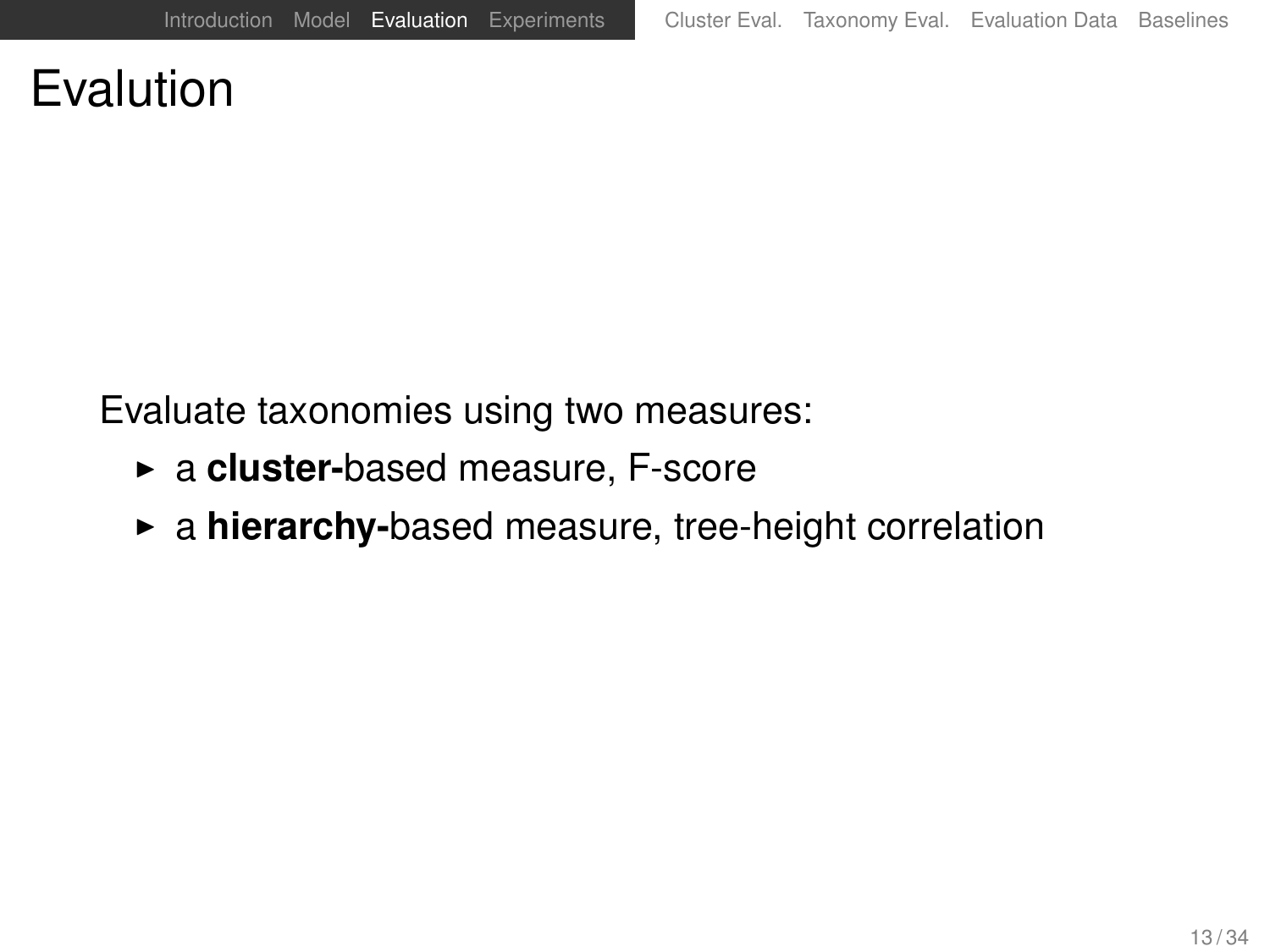# Evalution

Evaluate taxonomies using two measures:

- a **cluster-**based measure, F-score
- a **hierarchy-**based measure, tree-height correlation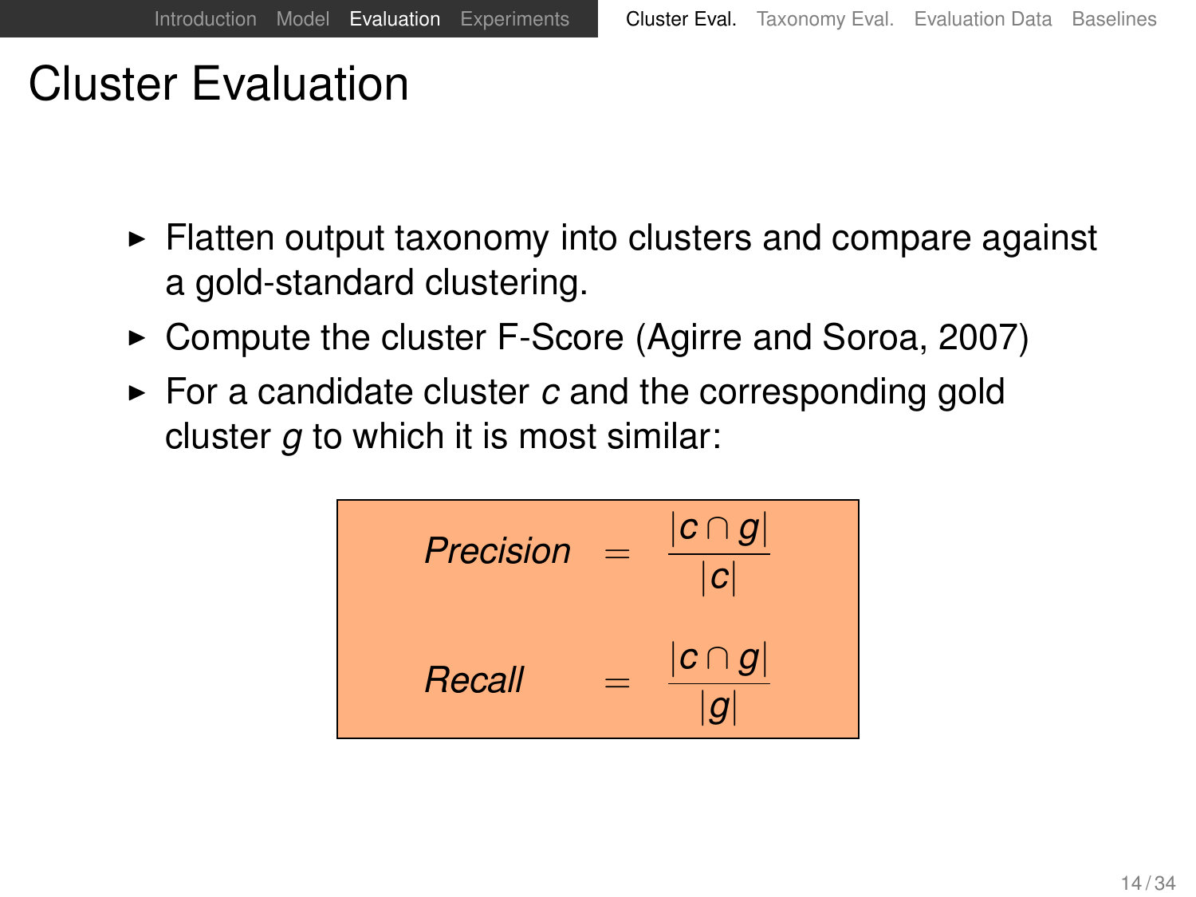# Cluster Evaluation

- Flatten output taxonomy into clusters and compare against a gold-standard clustering.
- Compute the cluster F-Score (Agirre and Soroa, 2007)
- For a candidate cluster $c$ and the corresponding gold cluster $g$ to which it is most similar:

$$
\begin{aligned}
\textit{Precision} &= \frac{|c \cap g|}{|c|} \\
\textit{Recall} &= \frac{|c \cap g|}{|g|}
\end{aligned}
$$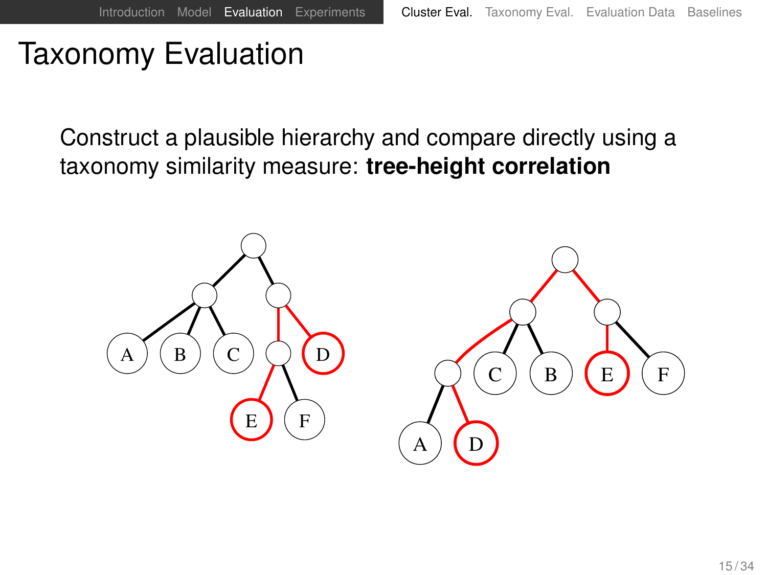# Taxonomy Evaluation

Construct a plausible hierarchy and compare directly using a taxonomy similarity measure: **tree-height correlation**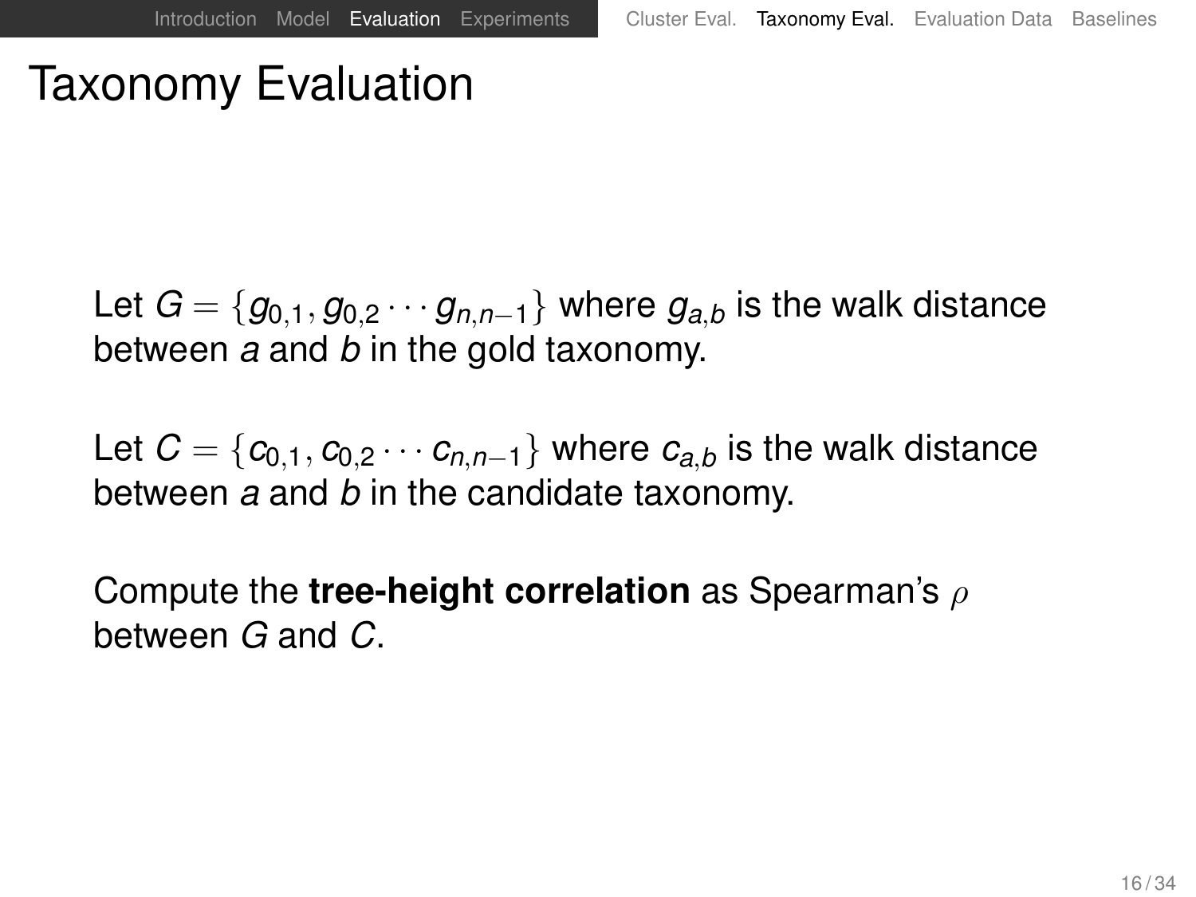# Taxonomy Evaluation

Let $G = \{g_{0,1}, g_{0,2} \cdots g_{n,n-1}\}$ where $g_{a,b}$ is the walk distance between $a$ and $b$ in the gold taxonomy.

Let $C = \{c_{0,1}, c_{0,2} \cdots c_{n,n-1}\}$ where $c_{a,b}$ is the walk distance between $a$ and $b$ in the candidate taxonomy.

Compute the **tree-height correlation** as Spearman's $\rho$ between $G$ and $C$.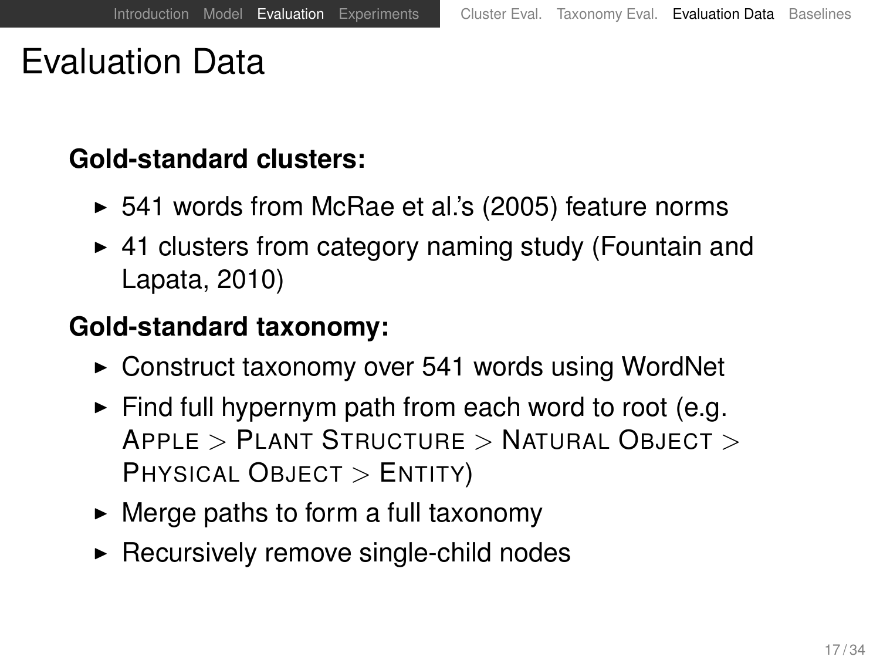# Evaluation Data

**Gold-standard clusters:**

- 541 words from McRae et al.'s (2005) feature norms
- 41 clusters from category naming study (Fountain and Lapata, 2010)

**Gold-standard taxonomy:**

- Construct taxonomy over 541 words using WordNet
- Find full hypernym path from each word to root (e.g. APPLE > PLANT STRUCTURE > NATURAL OBJECT > PHYSICAL OBJECT > ENTITY)
- Merge paths to form a full taxonomy
- Recursively remove single-child nodes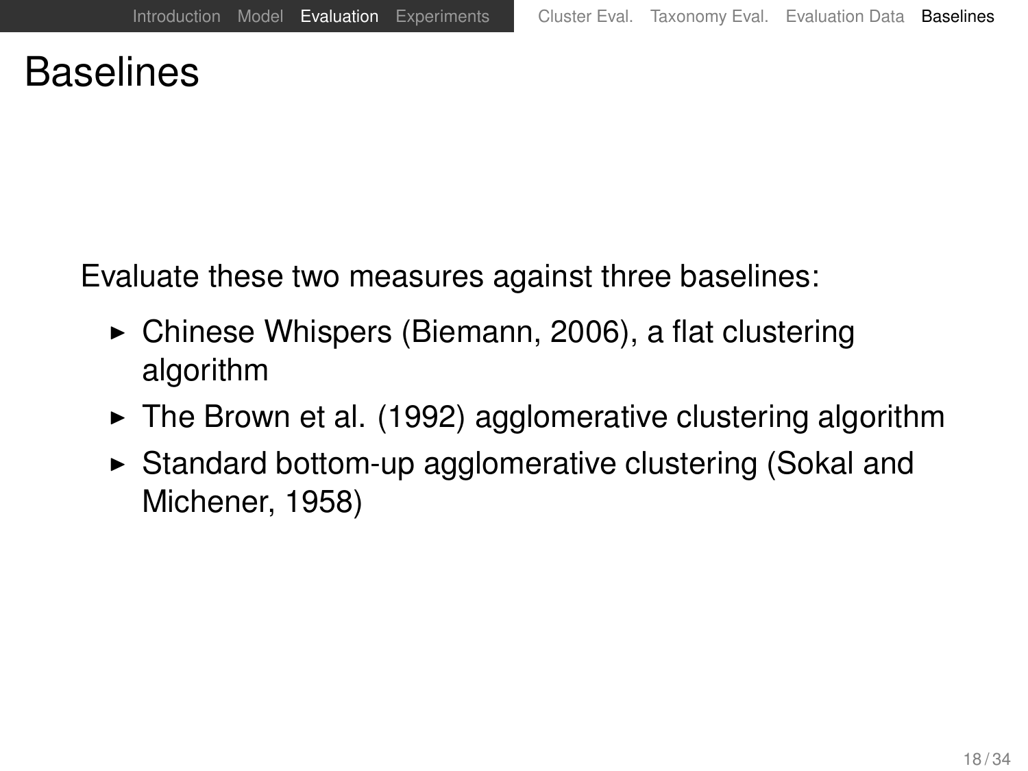# Baselines

Evaluate these two measures against three baselines:

- Chinese Whispers (Biemann, 2006), a flat clustering algorithm
- The Brown et al. (1992) agglomerative clustering algorithm
- Standard bottom-up agglomerative clustering (Sokal and Michener, 1958)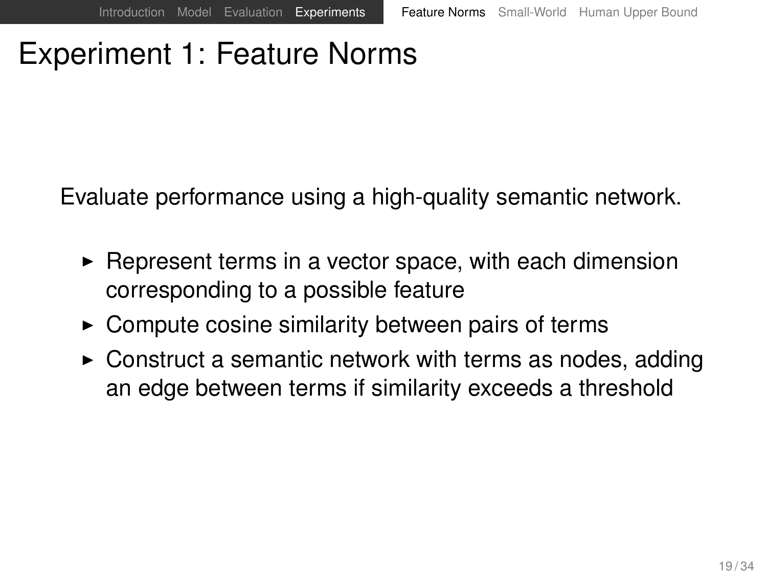# Experiment 1: Feature Norms

Evaluate performance using a high-quality semantic network.

- Represent terms in a vector space, with each dimension corresponding to a possible feature
- Compute cosine similarity between pairs of terms
- Construct a semantic network with terms as nodes, adding an edge between terms if similarity exceeds a threshold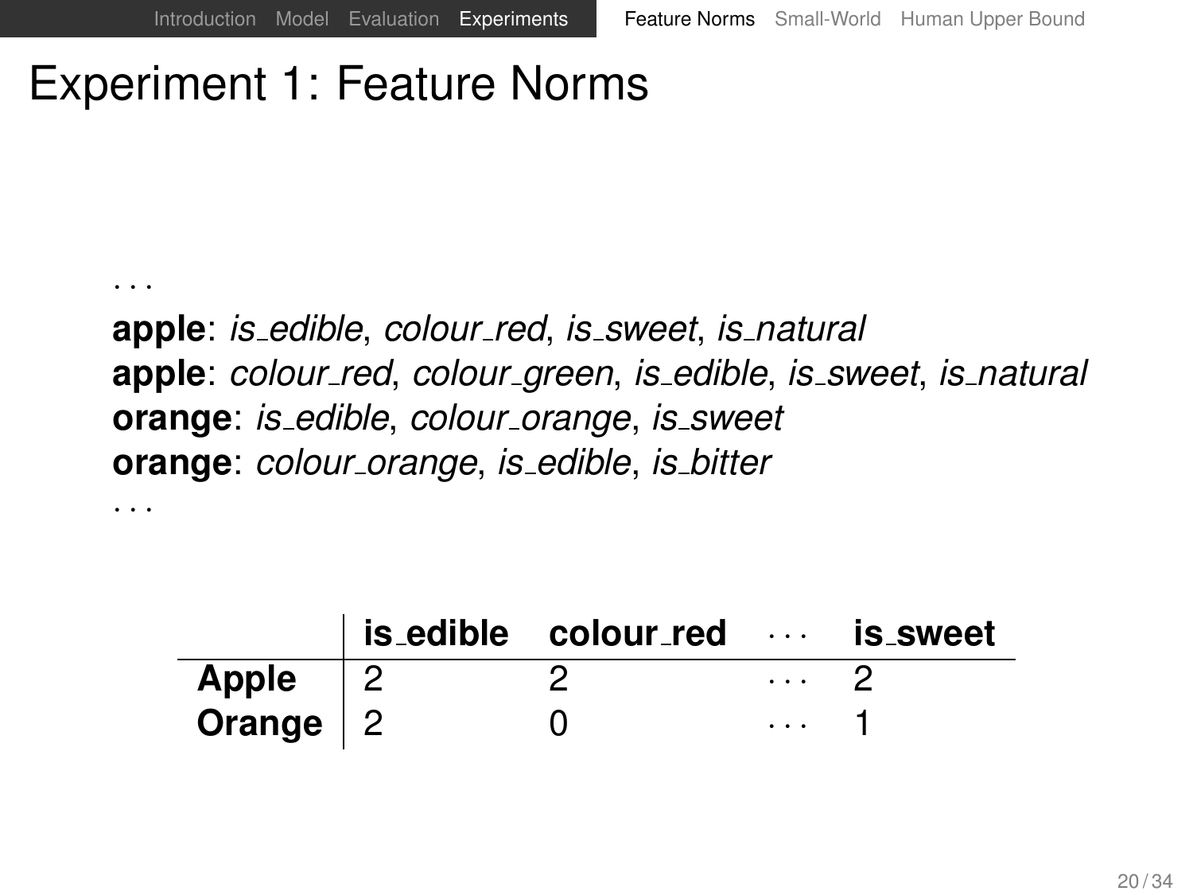# Experiment 1: Feature Norms

. . .

**apple**: *is_edible*, *colour_red*, *is_sweet*, *is_natural*
**apple**: *colour_red*, *colour_green*, *is_edible*, *is_sweet*, *is_natural*
**orange**: *is_edible*, *colour_orange*, *is_sweet*
**orange**: *colour_orange*, *is_edible*, *is_bitter*
. . .

| | **is_edible** | **colour_red** | · · · | **is_sweet** |
|---|---|---|---|---|
| **Apple** | 2 | 2 | · · · | 2 |
| **Orange** | 2 | 0 | · · · | 1 |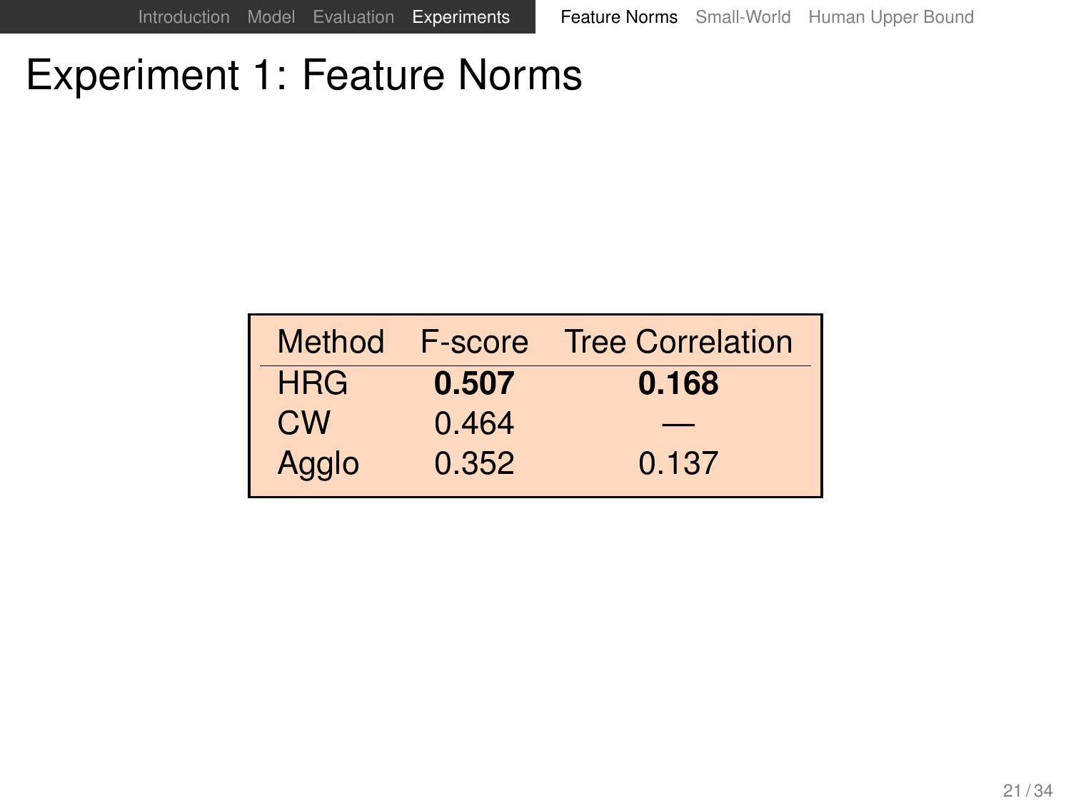# Experiment 1: Feature Norms

| Method | F-score | Tree Correlation |
| --- | --- | --- |
| HRG | **0.507** | **0.168** |
| CW | 0.464 | — |
| Agglo | 0.352 | 0.137 |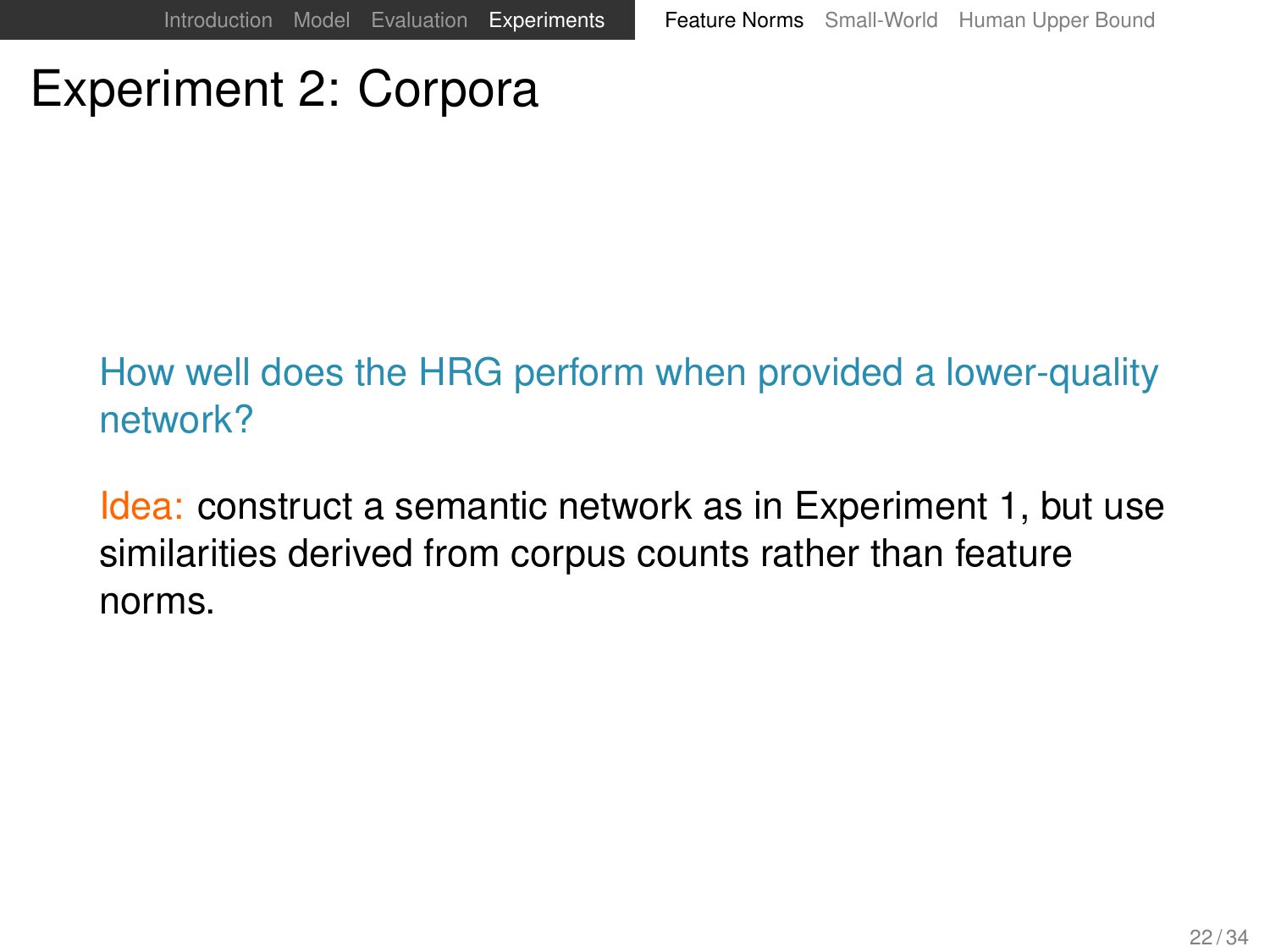# Experiment 2: Corpora

How well does the HRG perform when provided a lower-quality network?

Idea: construct a semantic network as in Experiment 1, but use similarities derived from corpus counts rather than feature norms.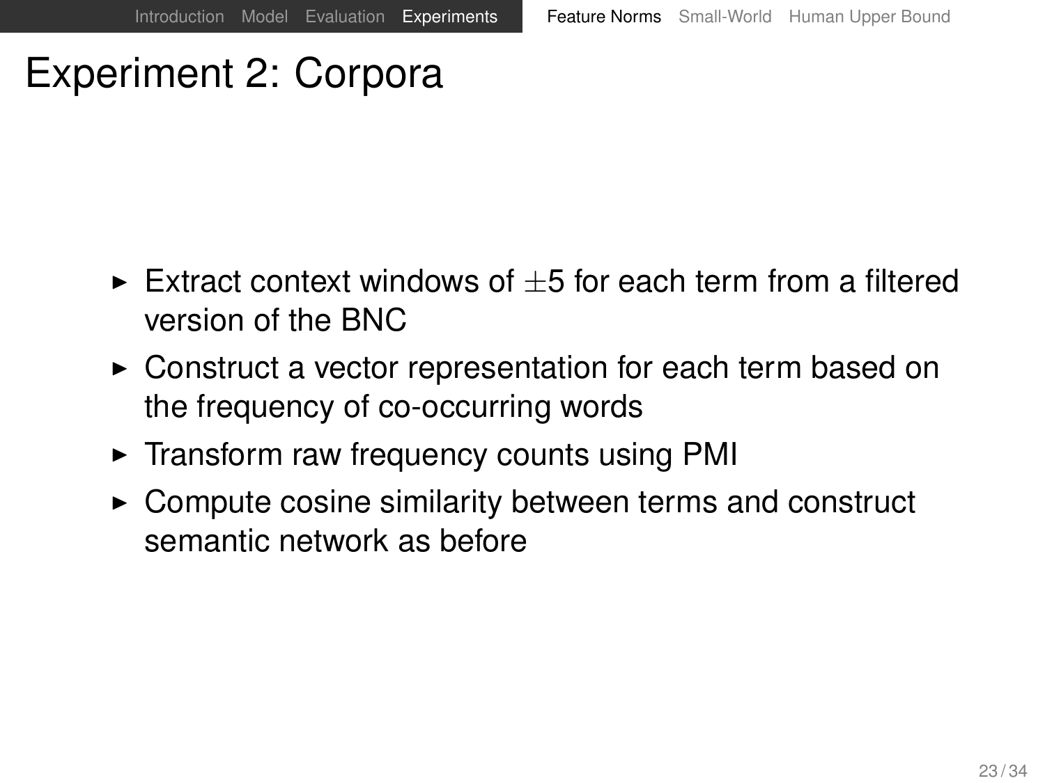# Experiment 2: Corpora

- Extract context windows of $\pm 5$ for each term from a filtered version of the BNC
- Construct a vector representation for each term based on the frequency of co-occurring words
- Transform raw frequency counts using PMI
- Compute cosine similarity between terms and construct semantic network as before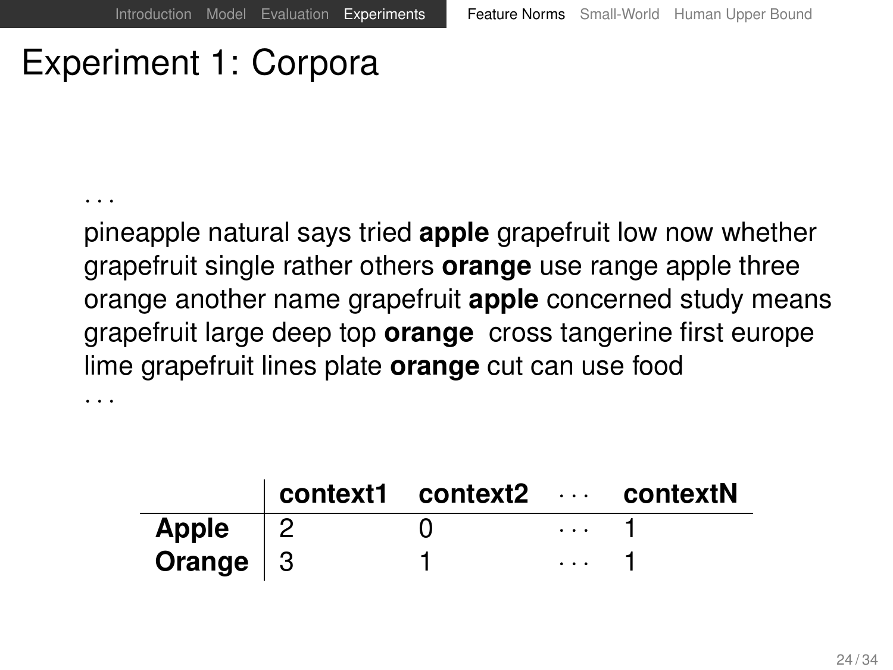# Experiment 1: Corpora

...

pineapple natural says tried **apple** grapefruit low now whether grapefruit single rather others **orange** use range apple three orange another name grapefruit **apple** concerned study means grapefruit large deep top **orange** cross tangerine first europe lime grapefruit lines plate **orange** cut can use food

...

| | **context1** | **context2** | ··· | **contextN** |
|---|---|---|---|---|
| **Apple** | 2 | 0 | ··· | 1 |
| **Orange** | 3 | 1 | ··· | 1 |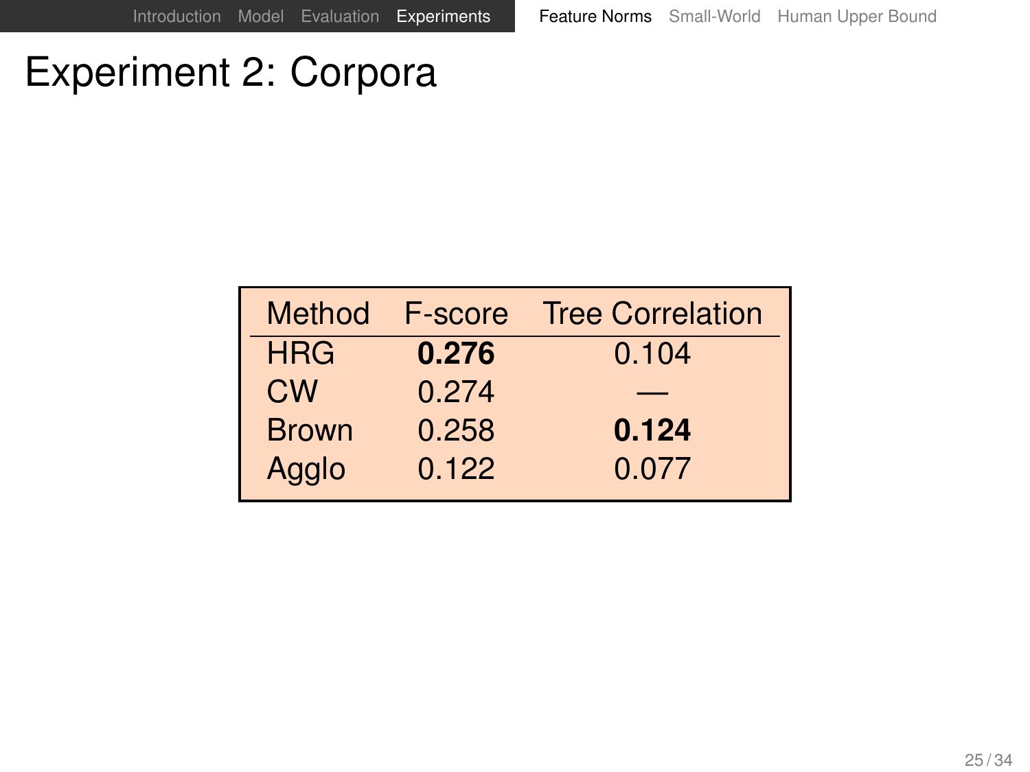# Experiment 2: Corpora

| Method | F-score | Tree Correlation |
|---|---|---|
| HRG | **0.276** | 0.104 |
| CW | 0.274 | — |
| Brown | 0.258 | **0.124** |
| Agglo | 0.122 | 0.077 |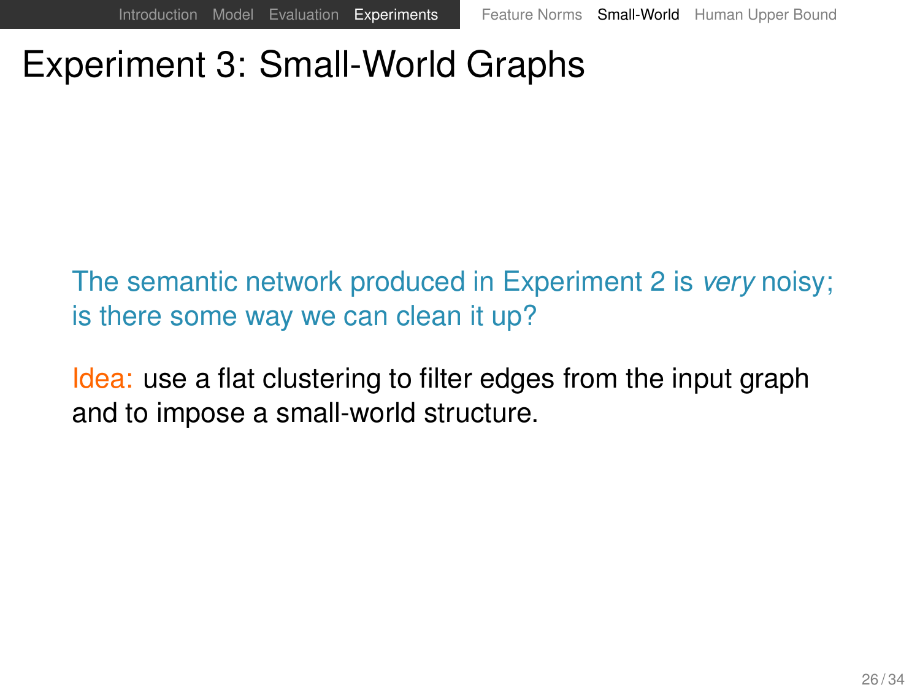# Experiment 3: Small-World Graphs

The semantic network produced in Experiment 2 is *very* noisy; is there some way we can clean it up?

Idea: use a flat clustering to filter edges from the input graph and to impose a small-world structure.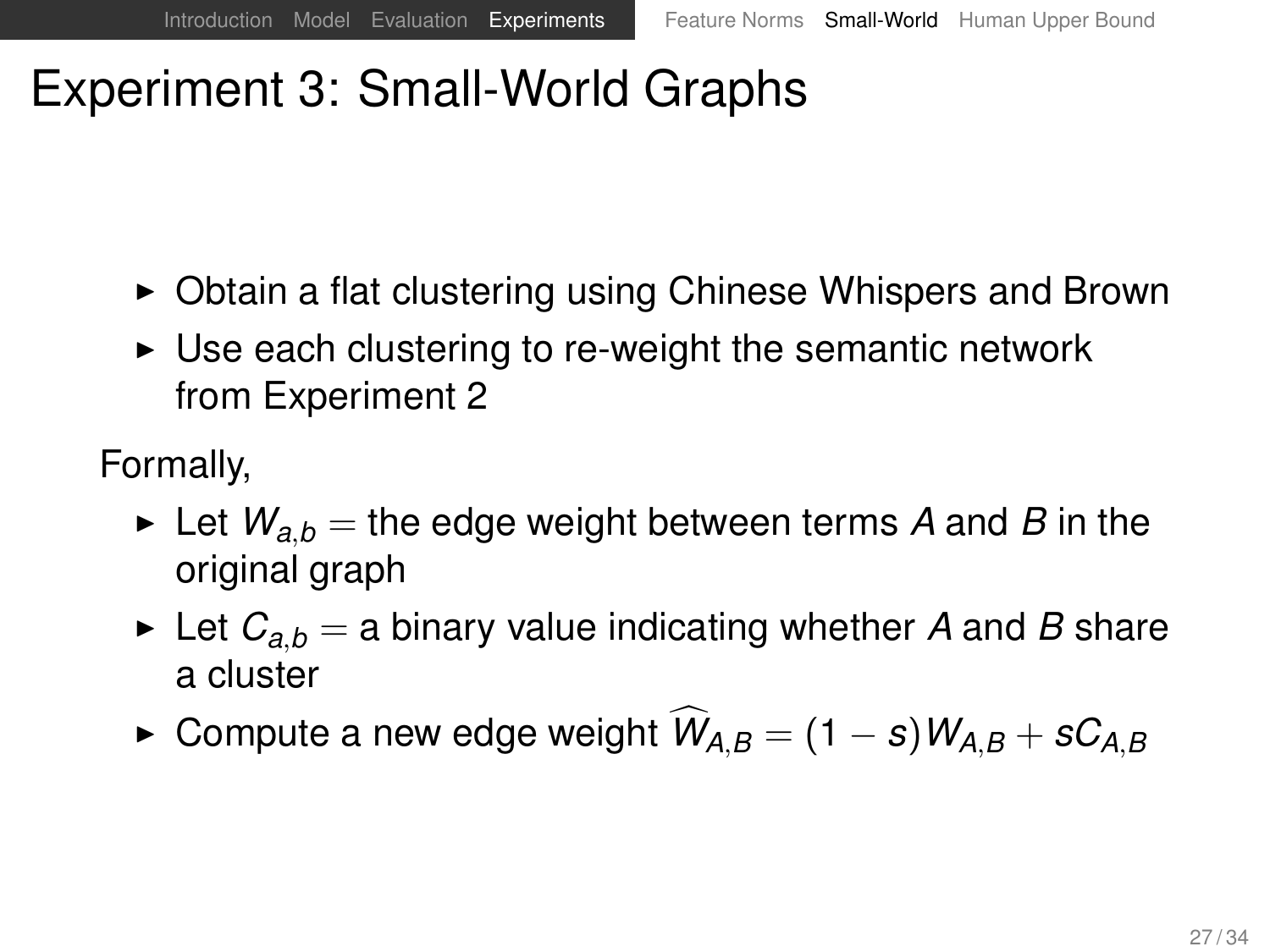# Experiment 3: Small-World Graphs

- Obtain a flat clustering using Chinese Whispers and Brown
- Use each clustering to re-weight the semantic network from Experiment 2

Formally,

- Let $W_{a,b} =$ the edge weight between terms $A$ and $B$ in the original graph
- Let $C_{a,b} =$ a binary value indicating whether $A$ and $B$ share a cluster
- Compute a new edge weight $\widehat{W}_{A,B} = (1 - s)W_{A,B} + sC_{A,B}$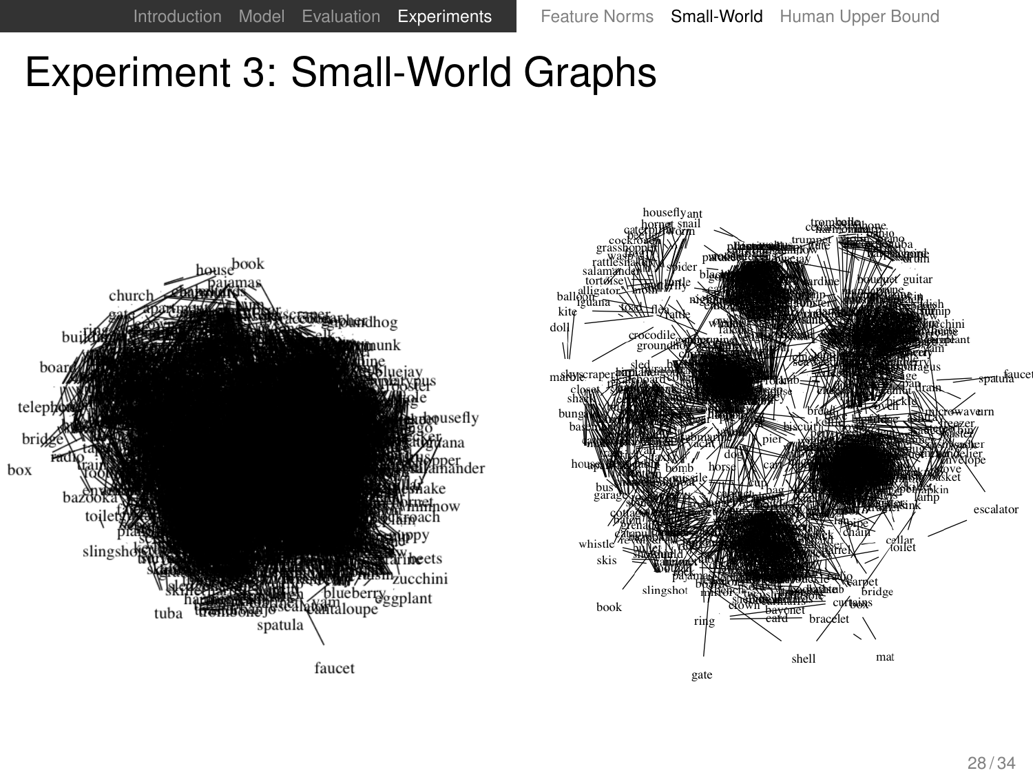# Experiment 3: Small-World Graphs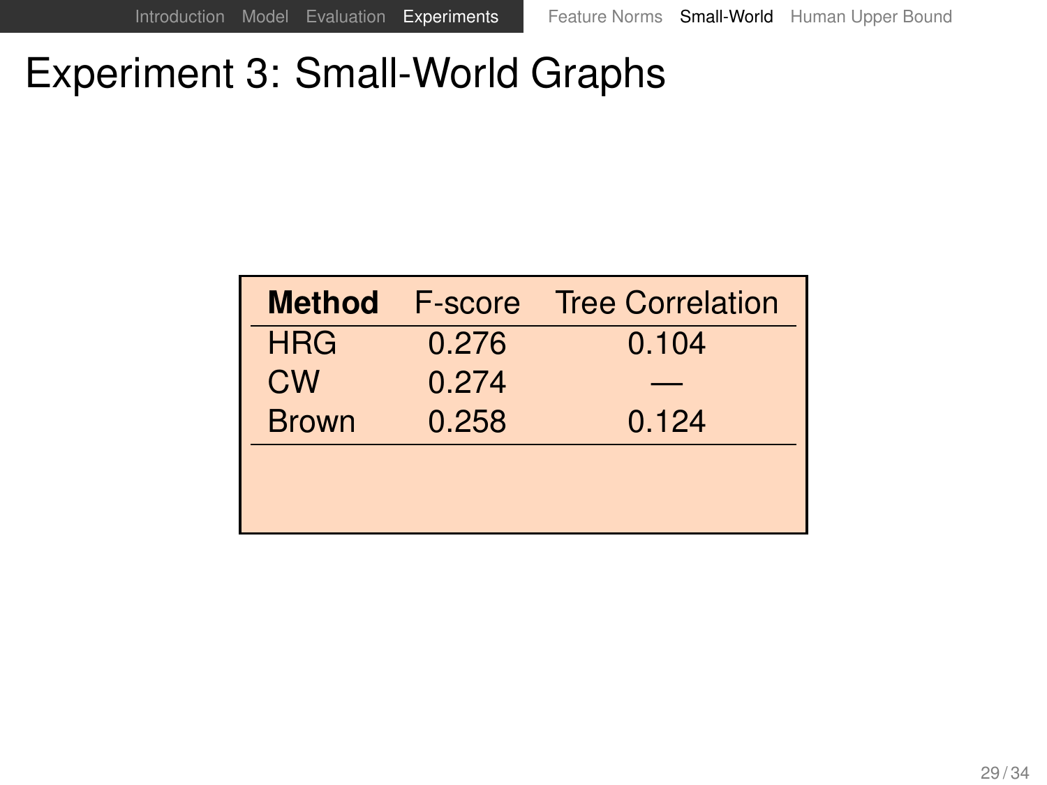# Experiment 3: Small-World Graphs

| **Method** | F-score | Tree Correlation |
| --- | --- | --- |
| HRG | 0.276 | 0.104 |
| CW | 0.274 | — |
| Brown | 0.258 | 0.124 |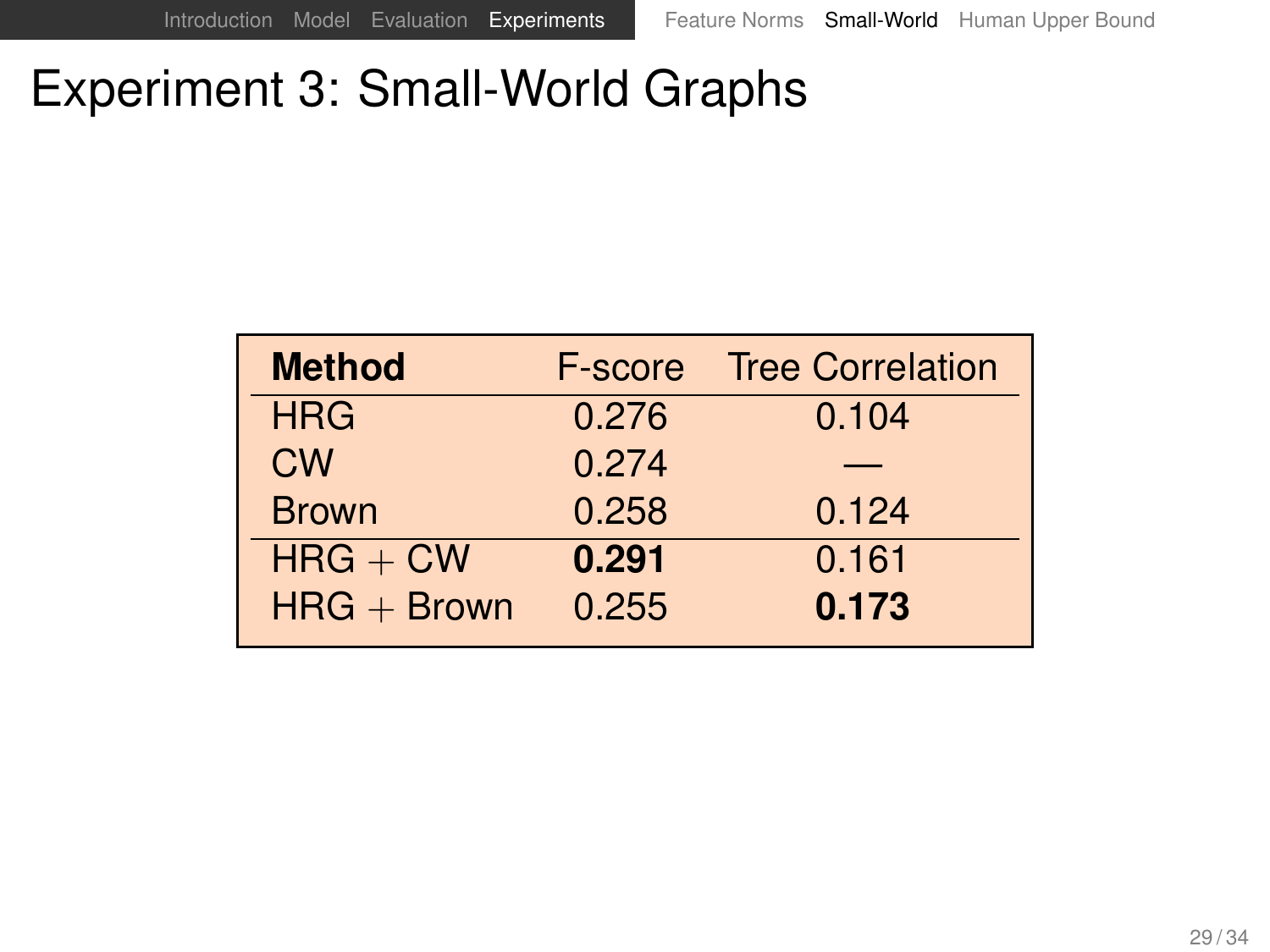# Experiment 3: Small-World Graphs

| **Method** | F-score | Tree Correlation |
|---|---|---|
| HRG | 0.276 | 0.104 |
| CW | 0.274 | — |
| Brown | 0.258 | 0.124 |
| HRG + CW | **0.291** | 0.161 |
| HRG + Brown | 0.255 | **0.173** |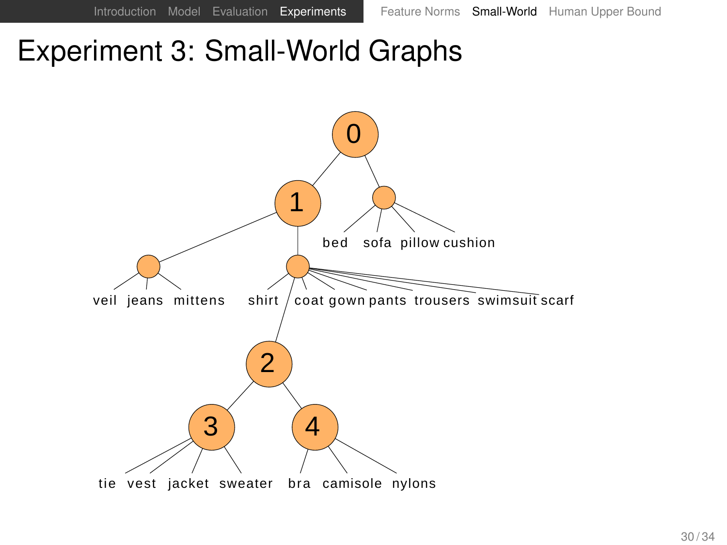# Experiment 3: Small-World Graphs

0

1

bed sofa pillow cushion

veil jeans mittens

shirt coat gown pants trousers swimsuit scarf

2

3

4

tie vest jacket sweater

bra camisole nylons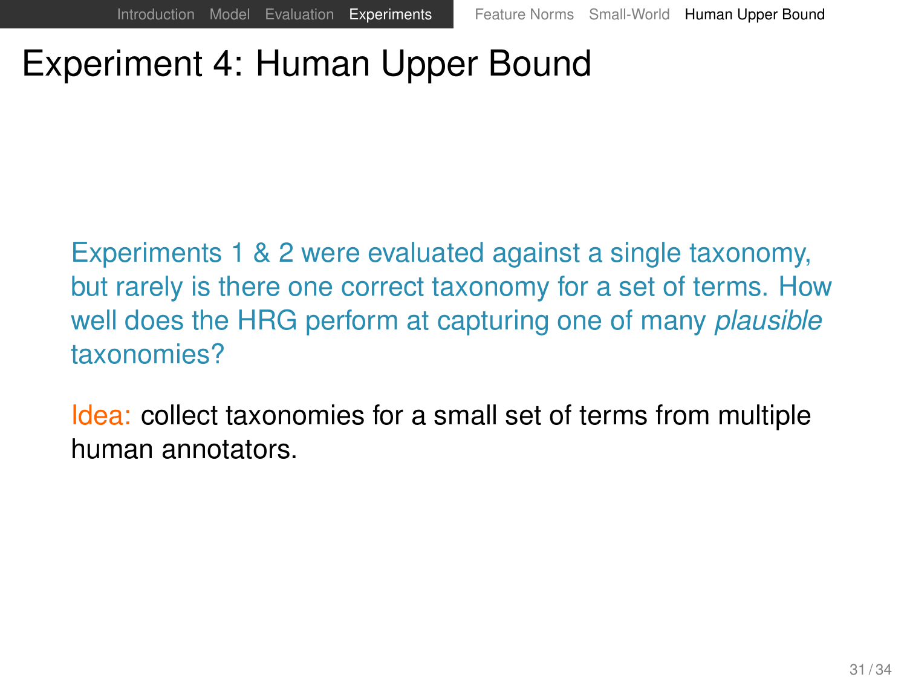# Experiment 4: Human Upper Bound

Experiments 1 & 2 were evaluated against a single taxonomy, but rarely is there one correct taxonomy for a set of terms. How well does the HRG perform at capturing one of many *plausible* taxonomies?

Idea: collect taxonomies for a small set of terms from multiple human annotators.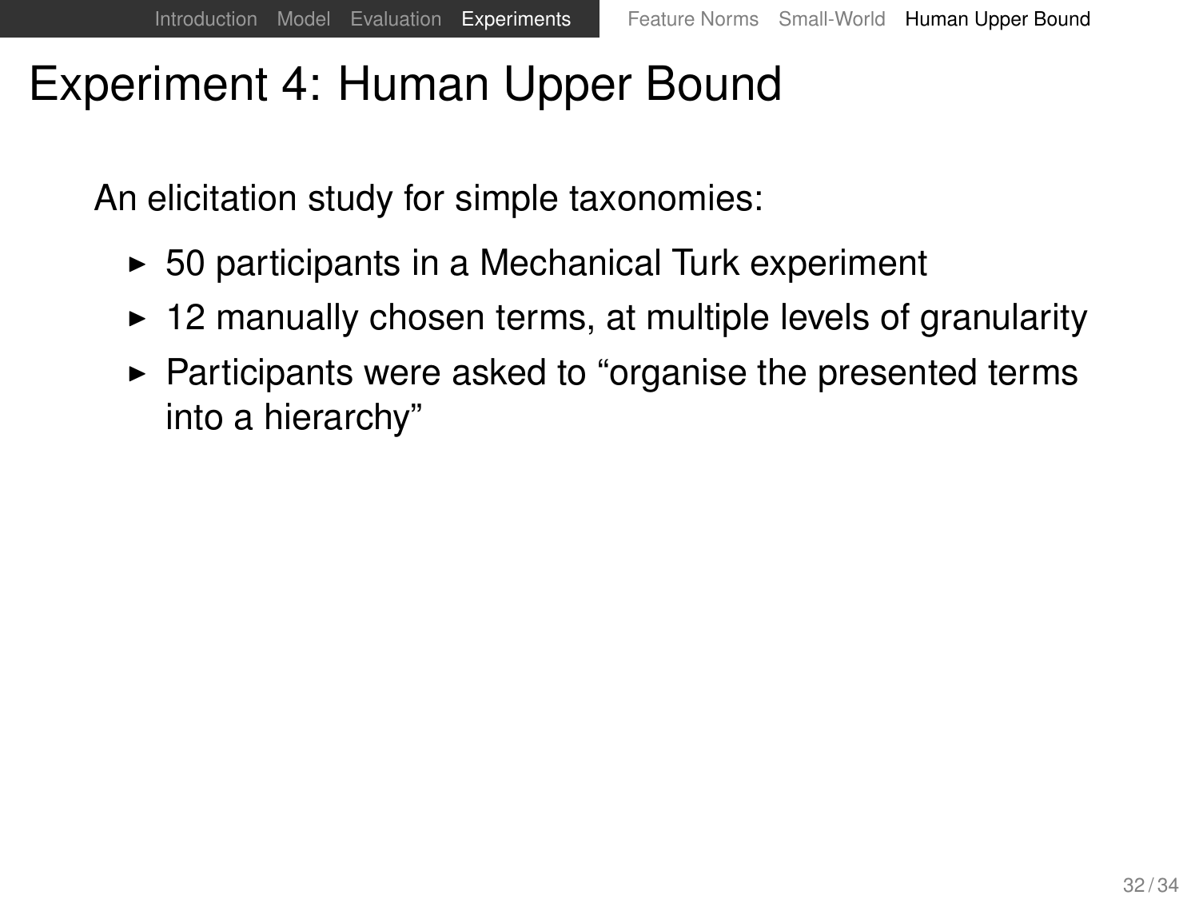# Experiment 4: Human Upper Bound

An elicitation study for simple taxonomies:

- 50 participants in a Mechanical Turk experiment
- 12 manually chosen terms, at multiple levels of granularity
- Participants were asked to “organise the presented terms into a hierarchy”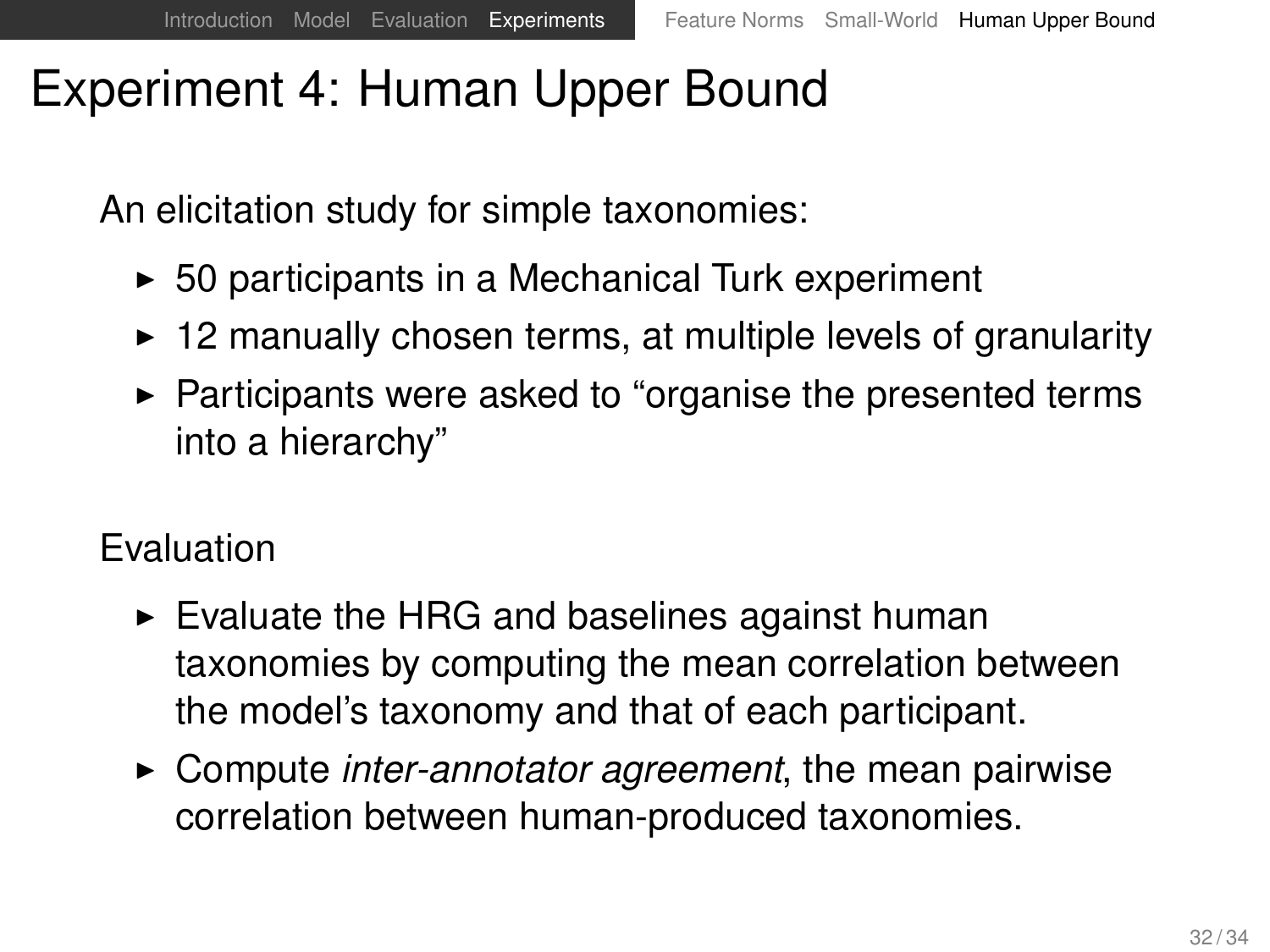# Experiment 4: Human Upper Bound

An elicitation study for simple taxonomies:

- 50 participants in a Mechanical Turk experiment
- 12 manually chosen terms, at multiple levels of granularity
- Participants were asked to "organise the presented terms into a hierarchy"

Evaluation

- Evaluate the HRG and baselines against human taxonomies by computing the mean correlation between the model's taxonomy and that of each participant.
- Compute *inter-annotator agreement*, the mean pairwise correlation between human-produced taxonomies.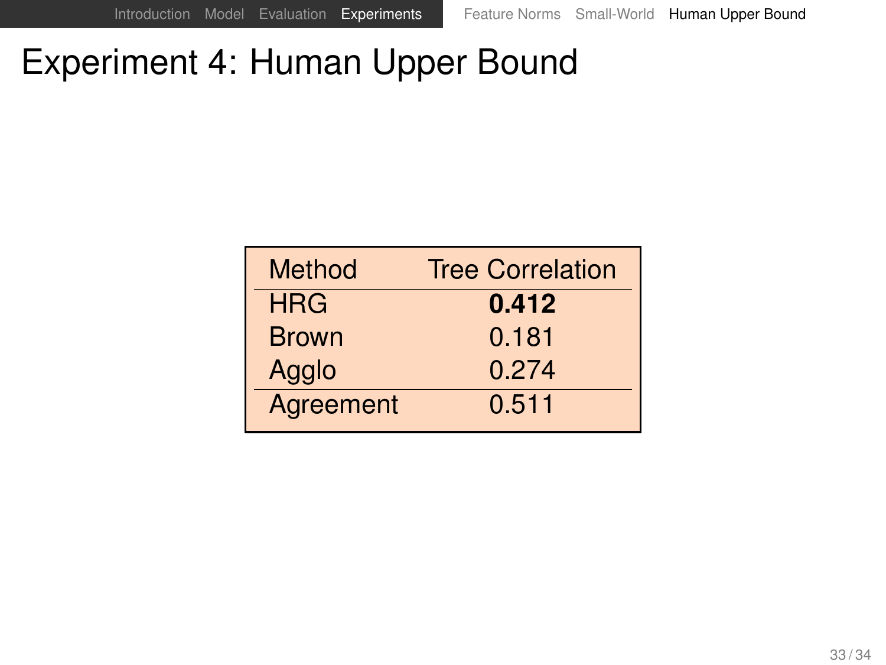# Experiment 4: Human Upper Bound

| Method | Tree Correlation |
|---|---|
| HRG | **0.412** |
| Brown | 0.181 |
| Agglo | 0.274 |
| Agreement | 0.511 |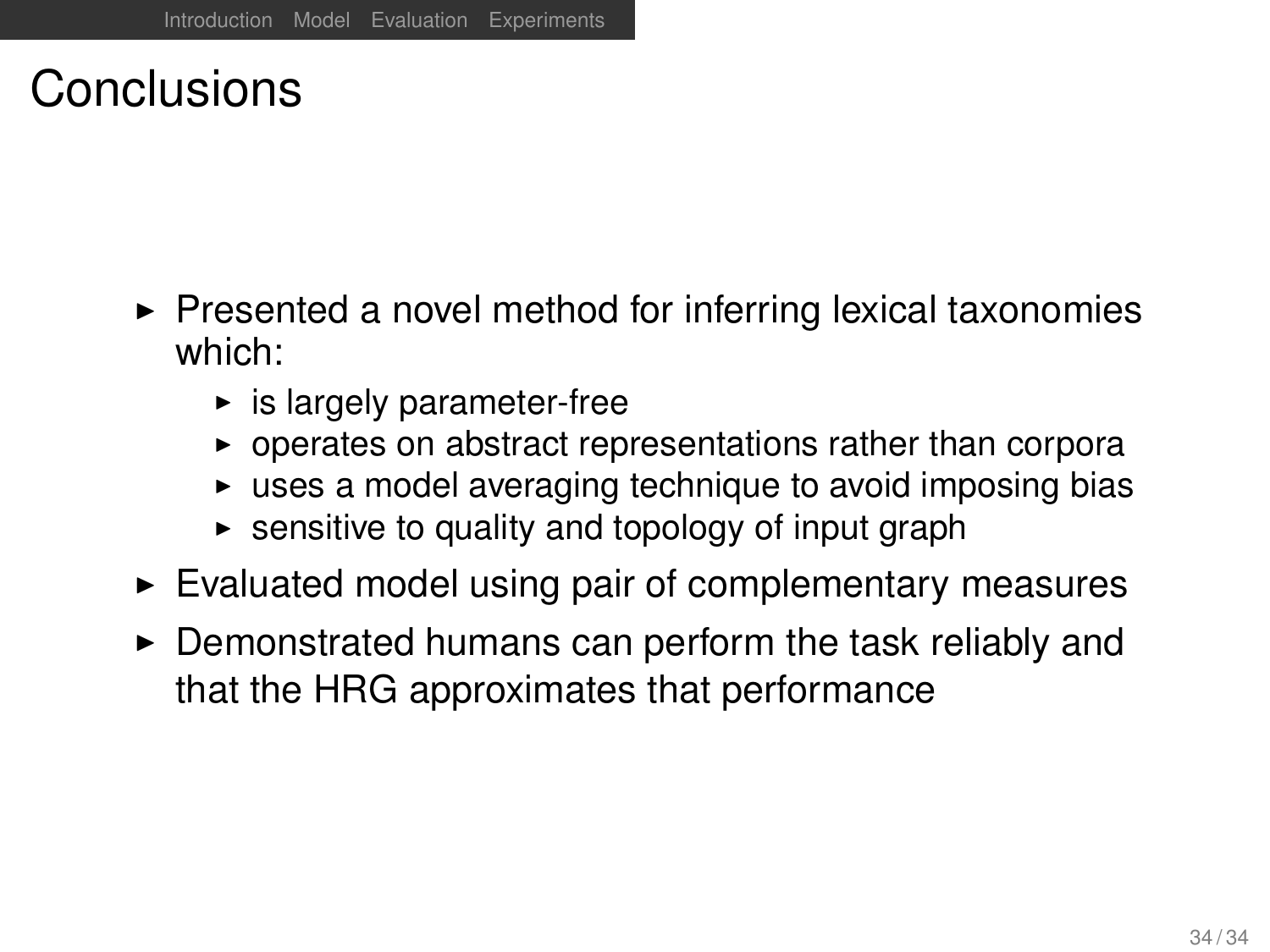# Conclusions

- Presented a novel method for inferring lexical taxonomies which:
  - is largely parameter-free
  - operates on abstract representations rather than corpora
  - uses a model averaging technique to avoid imposing bias
  - sensitive to quality and topology of input graph
- Evaluated model using pair of complementary measures
- Demonstrated humans can perform the task reliably and that the HRG approximates that performance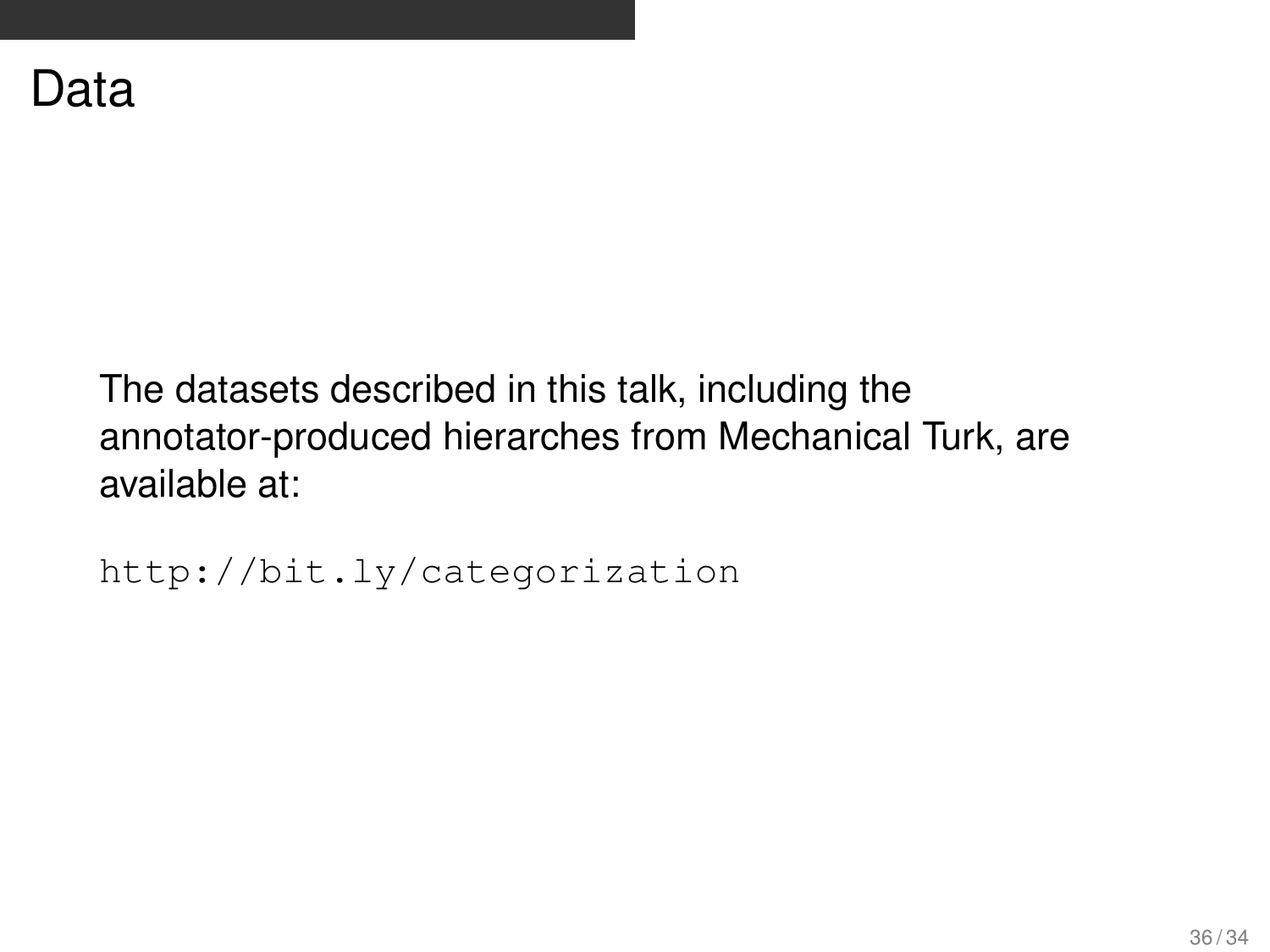# Data

The datasets described in this talk, including the annotator-produced hierarches from Mechanical Turk, are available at:

```
http://bit.ly/categorization
```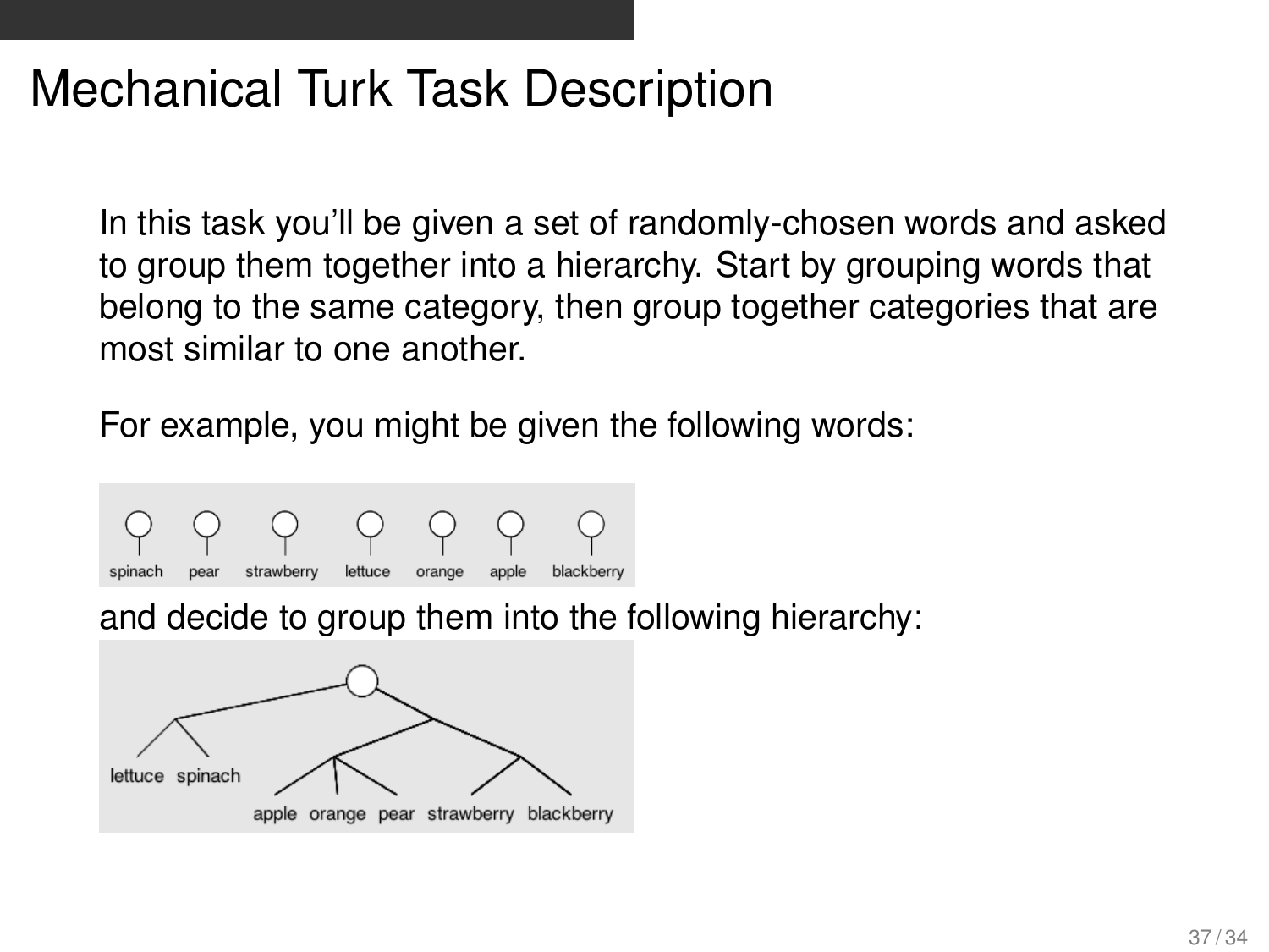# Mechanical Turk Task Description

In this task you'll be given a set of randomly-chosen words and asked to group them together into a hierarchy. Start by grouping words that belong to the same category, then group together categories that are most similar to one another.

For example, you might be given the following words:

spinach pear strawberry lettuce orange apple blackberry

and decide to group them into the following hierarchy:

lettuce spinach apple orange pear strawberry blackberry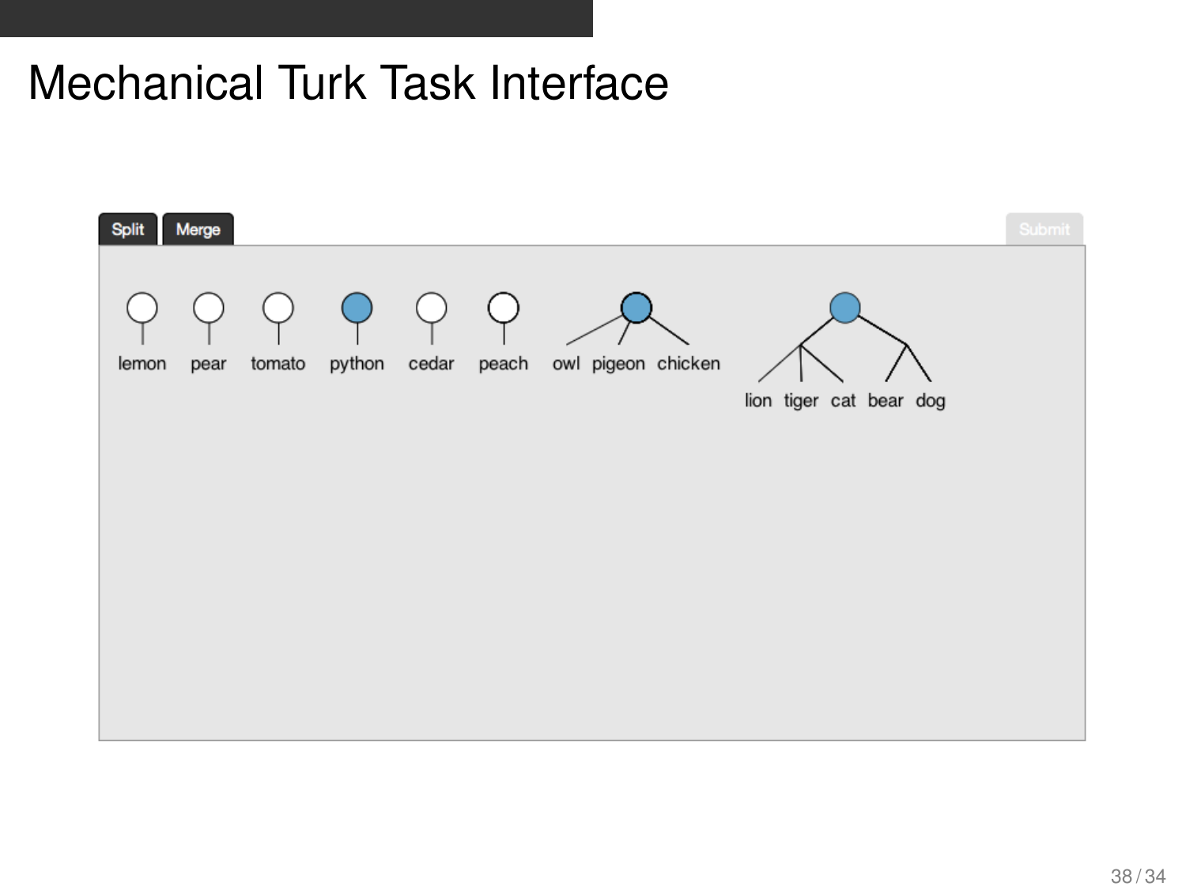# Mechanical Turk Task Interface

Split
Merge
Submit

lemon pear tomato python cedar peach owl pigeon chicken

lion tiger cat bear dog